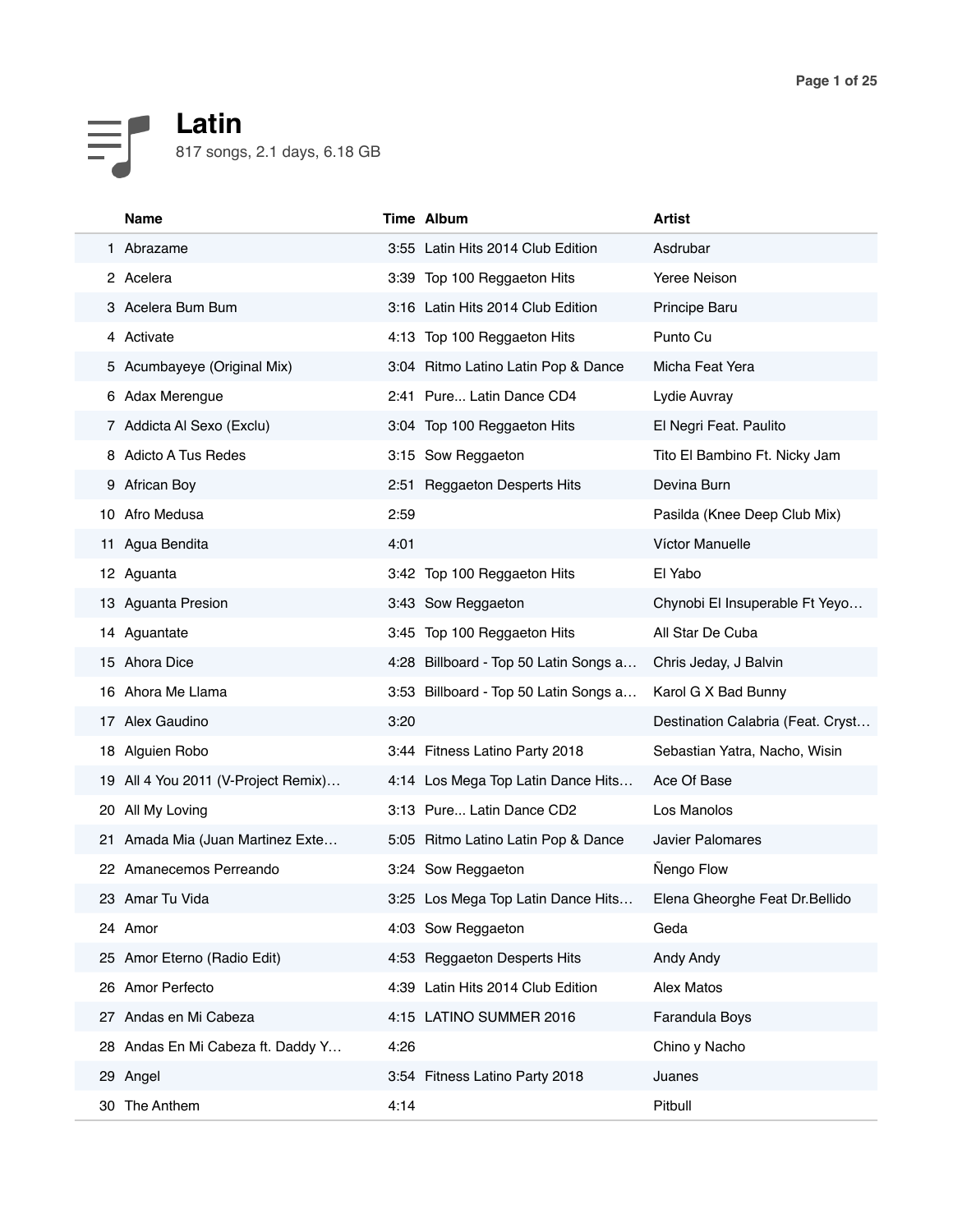# Latin

817 songs, 2.1 days, 6.18 GB

| | Name | Time | Album | Artist |
|---|---|---|---|---|
| 1 | Abrazame | 3:55 | Latin Hits 2014 Club Edition | Asdrubar |
| 2 | Acelera | 3:39 | Top 100 Reggaeton Hits | Yeree Neison |
| 3 | Acelera Bum Bum | 3:16 | Latin Hits 2014 Club Edition | Principe Baru |
| 4 | Activate | 4:13 | Top 100 Reggaeton Hits | Punto Cu |
| 5 | Acumbayeye (Original Mix) | 3:04 | Ritmo Latino Latin Pop & Dance | Micha Feat Yera |
| 6 | Adax Merengue | 2:41 | Pure... Latin Dance CD4 | Lydie Auvray |
| 7 | Addicta Al Sexo (Exclu) | 3:04 | Top 100 Reggaeton Hits | El Negri Feat. Paulito |
| 8 | Adicto A Tus Redes | 3:15 | Sow Reggaeton | Tito El Bambino Ft. Nicky Jam |
| 9 | African Boy | 2:51 | Reggaeton Desperts Hits | Devina Burn |
| 10 | Afro Medusa | 2:59 | | Pasilda (Knee Deep Club Mix) |
| 11 | Agua Bendita | 4:01 | | Víctor Manuelle |
| 12 | Aguanta | 3:42 | Top 100 Reggaeton Hits | El Yabo |
| 13 | Aguanta Presion | 3:43 | Sow Reggaeton | Chynobi El Insuperable Ft Yeyo… |
| 14 | Aguantate | 3:45 | Top 100 Reggaeton Hits | All Star De Cuba |
| 15 | Ahora Dice | 4:28 | Billboard - Top 50 Latin Songs a… | Chris Jeday, J Balvin |
| 16 | Ahora Me Llama | 3:53 | Billboard - Top 50 Latin Songs a… | Karol G X Bad Bunny |
| 17 | Alex Gaudino | 3:20 | | Destination Calabria (Feat. Cryst… |
| 18 | Alguien Robo | 3:44 | Fitness Latino Party 2018 | Sebastian Yatra, Nacho, Wisin |
| 19 | All 4 You 2011 (V-Project Remix)… | 4:14 | Los Mega Top Latin Dance Hits… | Ace Of Base |
| 20 | All My Loving | 3:13 | Pure... Latin Dance CD2 | Los Manolos |
| 21 | Amada Mia (Juan Martinez Exte… | 5:05 | Ritmo Latino Latin Pop & Dance | Javier Palomares |
| 22 | Amanecemos Perreando | 3:24 | Sow Reggaeton | Ñengo Flow |
| 23 | Amar Tu Vida | 3:25 | Los Mega Top Latin Dance Hits… | Elena Gheorghe Feat Dr.Bellido |
| 24 | Amor | 4:03 | Sow Reggaeton | Geda |
| 25 | Amor Eterno (Radio Edit) | 4:53 | Reggaeton Desperts Hits | Andy Andy |
| 26 | Amor Perfecto | 4:39 | Latin Hits 2014 Club Edition | Alex Matos |
| 27 | Andas en Mi Cabeza | 4:15 | LATINO SUMMER 2016 | Farandula Boys |
| 28 | Andas En Mi Cabeza ft. Daddy Y… | 4:26 | | Chino y Nacho |
| 29 | Angel | 3:54 | Fitness Latino Party 2018 | Juanes |
| 30 | The Anthem | 4:14 | | Pitbull |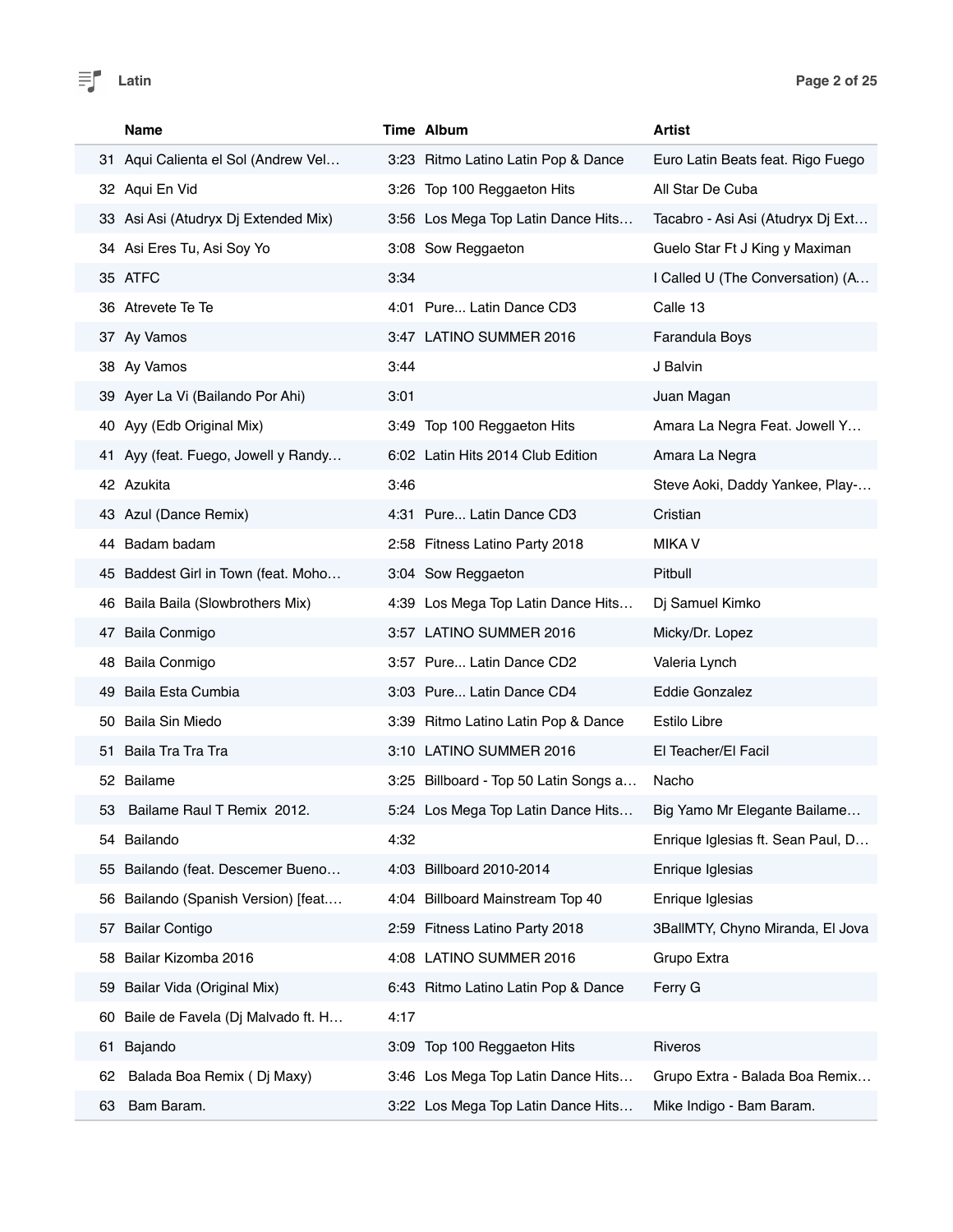| | Name | Time | Album | Artist |
|---|---|---|---|---|
| 31 | Aqui Calienta el Sol (Andrew Vel… | 3:23 | Ritmo Latino Latin Pop & Dance | Euro Latin Beats feat. Rigo Fuego |
| 32 | Aqui En Vid | 3:26 | Top 100 Reggaeton Hits | All Star De Cuba |
| 33 | Asi Asi (Atudryx Dj Extended Mix) | 3:56 | Los Mega Top Latin Dance Hits… | Tacabro - Asi Asi (Atudryx Dj Ext… |
| 34 | Asi Eres Tu, Asi Soy Yo | 3:08 | Sow Reggaeton | Guelo Star Ft J King y Maximan |
| 35 | ATFC | 3:34 | | I Called U (The Conversation) (A… |
| 36 | Atrevete Te Te | 4:01 | Pure... Latin Dance CD3 | Calle 13 |
| 37 | Ay Vamos | 3:47 | LATINO SUMMER 2016 | Farandula Boys |
| 38 | Ay Vamos | 3:44 | | J Balvin |
| 39 | Ayer La Vi (Bailando Por Ahi) | 3:01 | | Juan Magan |
| 40 | Ayy (Edb Original Mix) | 3:49 | Top 100 Reggaeton Hits | Amara La Negra Feat. Jowell Y… |
| 41 | Ayy (feat. Fuego, Jowell y Randy… | 6:02 | Latin Hits 2014 Club Edition | Amara La Negra |
| 42 | Azukita | 3:46 | | Steve Aoki, Daddy Yankee, Play-… |
| 43 | Azul (Dance Remix) | 4:31 | Pure... Latin Dance CD3 | Cristian |
| 44 | Badam badam | 2:58 | Fitness Latino Party 2018 | MIKA V |
| 45 | Baddest Girl in Town (feat. Moho… | 3:04 | Sow Reggaeton | Pitbull |
| 46 | Baila Baila (Slowbrothers Mix) | 4:39 | Los Mega Top Latin Dance Hits… | Dj Samuel Kimko |
| 47 | Baila Conmigo | 3:57 | LATINO SUMMER 2016 | Micky/Dr. Lopez |
| 48 | Baila Conmigo | 3:57 | Pure... Latin Dance CD2 | Valeria Lynch |
| 49 | Baila Esta Cumbia | 3:03 | Pure... Latin Dance CD4 | Eddie Gonzalez |
| 50 | Baila Sin Miedo | 3:39 | Ritmo Latino Latin Pop & Dance | Estilo Libre |
| 51 | Baila Tra Tra Tra | 3:10 | LATINO SUMMER 2016 | El Teacher/El Facil |
| 52 | Bailame | 3:25 | Billboard - Top 50 Latin Songs a… | Nacho |
| 53 | Bailame Raul T Remix 2012. | 5:24 | Los Mega Top Latin Dance Hits… | Big Yamo Mr Elegante Bailame… |
| 54 | Bailando | 4:32 | | Enrique Iglesias ft. Sean Paul, D… |
| 55 | Bailando (feat. Descemer Bueno… | 4:03 | Billboard 2010-2014 | Enrique Iglesias |
| 56 | Bailando (Spanish Version) [feat.… | 4:04 | Billboard Mainstream Top 40 | Enrique Iglesias |
| 57 | Bailar Contigo | 2:59 | Fitness Latino Party 2018 | 3BallMTY, Chyno Miranda, El Jova |
| 58 | Bailar Kizomba 2016 | 4:08 | LATINO SUMMER 2016 | Grupo Extra |
| 59 | Bailar Vida (Original Mix) | 6:43 | Ritmo Latino Latin Pop & Dance | Ferry G |
| 60 | Baile de Favela (Dj Malvado ft. H… | 4:17 | | |
| 61 | Bajando | 3:09 | Top 100 Reggaeton Hits | Riveros |
| 62 | Balada Boa Remix ( Dj Maxy) | 3:46 | Los Mega Top Latin Dance Hits… | Grupo Extra - Balada Boa Remix… |
| 63 | Bam Baram. | 3:22 | Los Mega Top Latin Dance Hits… | Mike Indigo - Bam Baram. |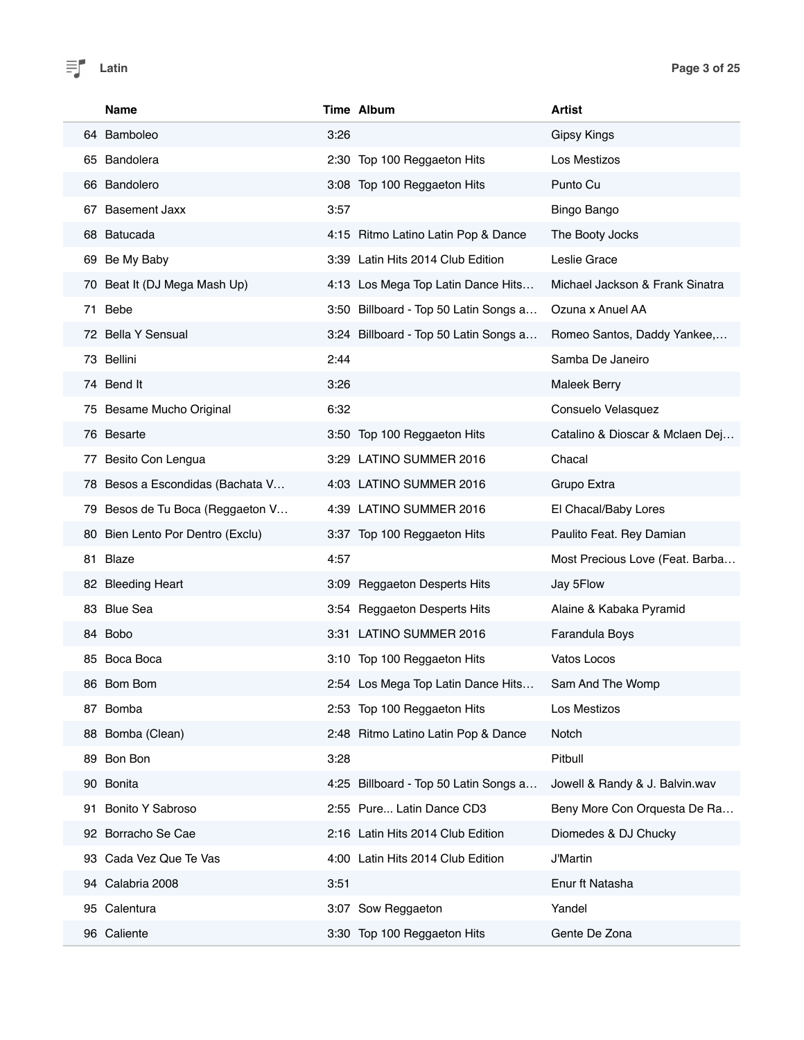| | Name | Time | Album | Artist |
|---|---|---|---|---|
| 64 | Bamboleo | 3:26 | | Gipsy Kings |
| 65 | Bandolera | 2:30 | Top 100 Reggaeton Hits | Los Mestizos |
| 66 | Bandolero | 3:08 | Top 100 Reggaeton Hits | Punto Cu |
| 67 | Basement Jaxx | 3:57 | | Bingo Bango |
| 68 | Batucada | 4:15 | Ritmo Latino Latin Pop & Dance | The Booty Jocks |
| 69 | Be My Baby | 3:39 | Latin Hits 2014 Club Edition | Leslie Grace |
| 70 | Beat It (DJ Mega Mash Up) | 4:13 | Los Mega Top Latin Dance Hits… | Michael Jackson & Frank Sinatra |
| 71 | Bebe | 3:50 | Billboard - Top 50 Latin Songs a… | Ozuna x Anuel AA |
| 72 | Bella Y Sensual | 3:24 | Billboard - Top 50 Latin Songs a… | Romeo Santos, Daddy Yankee,… |
| 73 | Bellini | 2:44 | | Samba De Janeiro |
| 74 | Bend It | 3:26 | | Maleek Berry |
| 75 | Besame Mucho Original | 6:32 | | Consuelo Velasquez |
| 76 | Besarte | 3:50 | Top 100 Reggaeton Hits | Catalino & Dioscar & Mclaen Dej… |
| 77 | Besito Con Lengua | 3:29 | LATINO SUMMER 2016 | Chacal |
| 78 | Besos a Escondidas (Bachata V… | 4:03 | LATINO SUMMER 2016 | Grupo Extra |
| 79 | Besos de Tu Boca (Reggaeton V… | 4:39 | LATINO SUMMER 2016 | El Chacal/Baby Lores |
| 80 | Bien Lento Por Dentro (Exclu) | 3:37 | Top 100 Reggaeton Hits | Paulito Feat. Rey Damian |
| 81 | Blaze | 4:57 | | Most Precious Love (Feat. Barba… |
| 82 | Bleeding Heart | 3:09 | Reggaeton Desperts Hits | Jay 5Flow |
| 83 | Blue Sea | 3:54 | Reggaeton Desperts Hits | Alaine & Kabaka Pyramid |
| 84 | Bobo | 3:31 | LATINO SUMMER 2016 | Farandula Boys |
| 85 | Boca Boca | 3:10 | Top 100 Reggaeton Hits | Vatos Locos |
| 86 | Bom Bom | 2:54 | Los Mega Top Latin Dance Hits… | Sam And The Womp |
| 87 | Bomba | 2:53 | Top 100 Reggaeton Hits | Los Mestizos |
| 88 | Bomba (Clean) | 2:48 | Ritmo Latino Latin Pop & Dance | Notch |
| 89 | Bon Bon | 3:28 | | Pitbull |
| 90 | Bonita | 4:25 | Billboard - Top 50 Latin Songs a… | Jowell & Randy & J. Balvin.wav |
| 91 | Bonito Y Sabroso | 2:55 | Pure... Latin Dance CD3 | Beny More Con Orquesta De Ra… |
| 92 | Borracho Se Cae | 2:16 | Latin Hits 2014 Club Edition | Diomedes & DJ Chucky |
| 93 | Cada Vez Que Te Vas | 4:00 | Latin Hits 2014 Club Edition | J'Martin |
| 94 | Calabria 2008 | 3:51 | | Enur ft Natasha |
| 95 | Calentura | 3:07 | Sow Reggaeton | Yandel |
| 96 | Caliente | 3:30 | Top 100 Reggaeton Hits | Gente De Zona |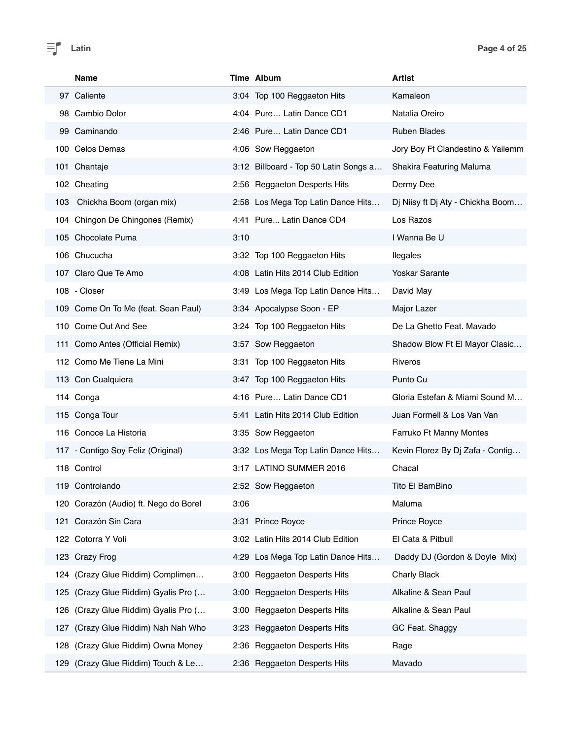# Latin

| | Name | Time | Album | Artist |
|---|---|---|---|---|
| 97 | Caliente | 3:04 | Top 100 Reggaeton Hits | Kamaleon |
| 98 | Cambio Dolor | 4:04 | Pure… Latin Dance CD1 | Natalia Oreiro |
| 99 | Caminando | 2:46 | Pure… Latin Dance CD1 | Ruben Blades |
| 100 | Celos Demas | 4:06 | Sow Reggaeton | Jory Boy Ft Clandestino & Yailemm |
| 101 | Chantaje | 3:12 | Billboard - Top 50 Latin Songs a… | Shakira Featuring Maluma |
| 102 | Cheating | 2:56 | Reggaeton Desperts Hits | Dermy Dee |
| 103 | Chickha Boom (organ mix) | 2:58 | Los Mega Top Latin Dance Hits… | Dj Niisy ft Dj Aty - Chickha Boom… |
| 104 | Chingon De Chingones (Remix) | 4:41 | Pure... Latin Dance CD4 | Los Razos |
| 105 | Chocolate Puma | 3:10 | | I Wanna Be U |
| 106 | Chucucha | 3:32 | Top 100 Reggaeton Hits | Ilegales |
| 107 | Claro Que Te Amo | 4:08 | Latin Hits 2014 Club Edition | Yoskar Sarante |
| 108 | - Closer | 3:49 | Los Mega Top Latin Dance Hits… | David May |
| 109 | Come On To Me (feat. Sean Paul) | 3:34 | Apocalypse Soon - EP | Major Lazer |
| 110 | Come Out And See | 3:24 | Top 100 Reggaeton Hits | De La Ghetto Feat. Mavado |
| 111 | Como Antes (Official Remix) | 3:57 | Sow Reggaeton | Shadow Blow Ft El Mayor Clasic… |
| 112 | Como Me Tiene La Mini | 3:31 | Top 100 Reggaeton Hits | Riveros |
| 113 | Con Cualquiera | 3:47 | Top 100 Reggaeton Hits | Punto Cu |
| 114 | Conga | 4:16 | Pure… Latin Dance CD1 | Gloria Estefan & Miami Sound M… |
| 115 | Conga Tour | 5:41 | Latin Hits 2014 Club Edition | Juan Formell & Los Van Van |
| 116 | Conoce La Historia | 3:35 | Sow Reggaeton | Farruko Ft Manny Montes |
| 117 | - Contigo Soy Feliz (Original) | 3:32 | Los Mega Top Latin Dance Hits… | Kevin Florez By Dj Zafa - Contig… |
| 118 | Control | 3:17 | LATINO SUMMER 2016 | Chacal |
| 119 | Controlando | 2:52 | Sow Reggaeton | Tito El BamBino |
| 120 | Corazón (Audio) ft. Nego do Borel | 3:06 | | Maluma |
| 121 | Corazón Sin Cara | 3:31 | Prince Royce | Prince Royce |
| 122 | Cotorra Y Voli | 3:02 | Latin Hits 2014 Club Edition | El Cata & Pitbull |
| 123 | Crazy Frog | 4:29 | Los Mega Top Latin Dance Hits… | Daddy DJ (Gordon & Doyle Mix) |
| 124 | (Crazy Glue Riddim) Complimen… | 3:00 | Reggaeton Desperts Hits | Charly Black |
| 125 | (Crazy Glue Riddim) Gyalis Pro (… | 3:00 | Reggaeton Desperts Hits | Alkaline & Sean Paul |
| 126 | (Crazy Glue Riddim) Gyalis Pro (… | 3:00 | Reggaeton Desperts Hits | Alkaline & Sean Paul |
| 127 | (Crazy Glue Riddim) Nah Nah Who | 3:23 | Reggaeton Desperts Hits | GC Feat. Shaggy |
| 128 | (Crazy Glue Riddim) Owna Money | 2:36 | Reggaeton Desperts Hits | Rage |
| 129 | (Crazy Glue Riddim) Touch & Le… | 2:36 | Reggaeton Desperts Hits | Mavado |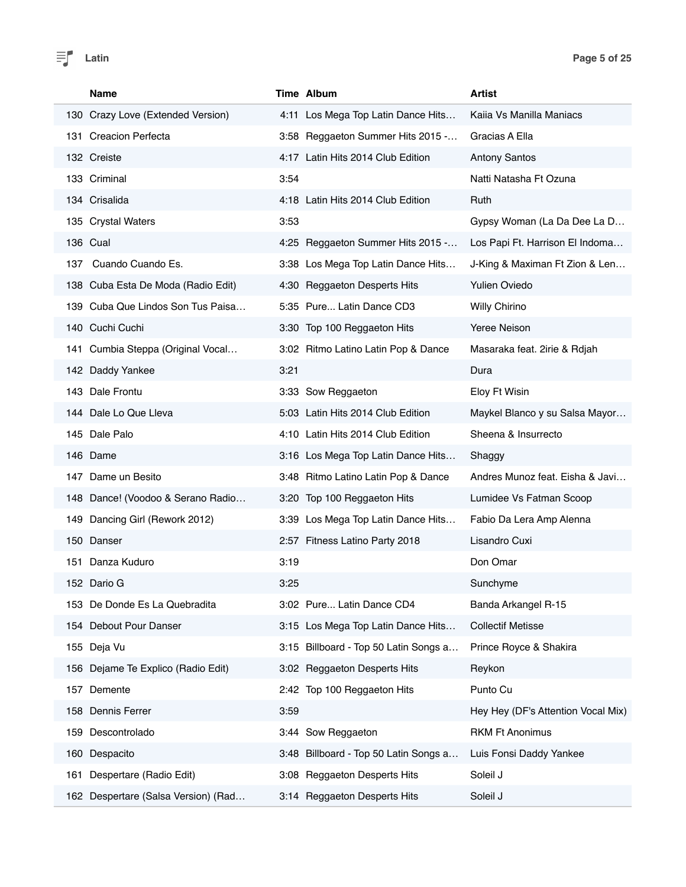| | Name | Time | Album | Artist |
|---|---|---|---|---|
| 130 | Crazy Love (Extended Version) | 4:11 | Los Mega Top Latin Dance Hits… | Kaiia Vs Manilla Maniacs |
| 131 | Creacion Perfecta | 3:58 | Reggaeton Summer Hits 2015 -… | Gracias A Ella |
| 132 | Creiste | 4:17 | Latin Hits 2014 Club Edition | Antony Santos |
| 133 | Criminal | 3:54 | | Natti Natasha Ft Ozuna |
| 134 | Crisalida | 4:18 | Latin Hits 2014 Club Edition | Ruth |
| 135 | Crystal Waters | 3:53 | | Gypsy Woman (La Da Dee La D… |
| 136 | Cual | 4:25 | Reggaeton Summer Hits 2015 -… | Los Papi Ft. Harrison El Indoma… |
| 137 | Cuando Cuando Es. | 3:38 | Los Mega Top Latin Dance Hits… | J-King & Maximan Ft Zion & Len… |
| 138 | Cuba Esta De Moda (Radio Edit) | 4:30 | Reggaeton Desperts Hits | Yulien Oviedo |
| 139 | Cuba Que Lindos Son Tus Paisa… | 5:35 | Pure... Latin Dance CD3 | Willy Chirino |
| 140 | Cuchi Cuchi | 3:30 | Top 100 Reggaeton Hits | Yeree Neison |
| 141 | Cumbia Steppa (Original Vocal… | 3:02 | Ritmo Latino Latin Pop & Dance | Masaraka feat. 2irie & Rdjah |
| 142 | Daddy Yankee | 3:21 | | Dura |
| 143 | Dale Frontu | 3:33 | Sow Reggaeton | Eloy Ft Wisin |
| 144 | Dale Lo Que Lleva | 5:03 | Latin Hits 2014 Club Edition | Maykel Blanco y su Salsa Mayor… |
| 145 | Dale Palo | 4:10 | Latin Hits 2014 Club Edition | Sheena & Insurrecto |
| 146 | Dame | 3:16 | Los Mega Top Latin Dance Hits… | Shaggy |
| 147 | Dame un Besito | 3:48 | Ritmo Latino Latin Pop & Dance | Andres Munoz feat. Eisha & Javi… |
| 148 | Dance! (Voodoo & Serano Radio… | 3:20 | Top 100 Reggaeton Hits | Lumidee Vs Fatman Scoop |
| 149 | Dancing Girl (Rework 2012) | 3:39 | Los Mega Top Latin Dance Hits… | Fabio Da Lera Amp Alenna |
| 150 | Danser | 2:57 | Fitness Latino Party 2018 | Lisandro Cuxi |
| 151 | Danza Kuduro | 3:19 | | Don Omar |
| 152 | Dario G | 3:25 | | Sunchyme |
| 153 | De Donde Es La Quebradita | 3:02 | Pure... Latin Dance CD4 | Banda Arkangel R-15 |
| 154 | Debout Pour Danser | 3:15 | Los Mega Top Latin Dance Hits… | Collectif Metisse |
| 155 | Deja Vu | 3:15 | Billboard - Top 50 Latin Songs a… | Prince Royce & Shakira |
| 156 | Dejame Te Explico (Radio Edit) | 3:02 | Reggaeton Desperts Hits | Reykon |
| 157 | Demente | 2:42 | Top 100 Reggaeton Hits | Punto Cu |
| 158 | Dennis Ferrer | 3:59 | | Hey Hey (DF's Attention Vocal Mix) |
| 159 | Descontrolado | 3:44 | Sow Reggaeton | RKM Ft Anonimus |
| 160 | Despacito | 3:48 | Billboard - Top 50 Latin Songs a… | Luis Fonsi Daddy Yankee |
| 161 | Despertare (Radio Edit) | 3:08 | Reggaeton Desperts Hits | Soleil J |
| 162 | Despertare (Salsa Version) (Rad… | 3:14 | Reggaeton Desperts Hits | Soleil J |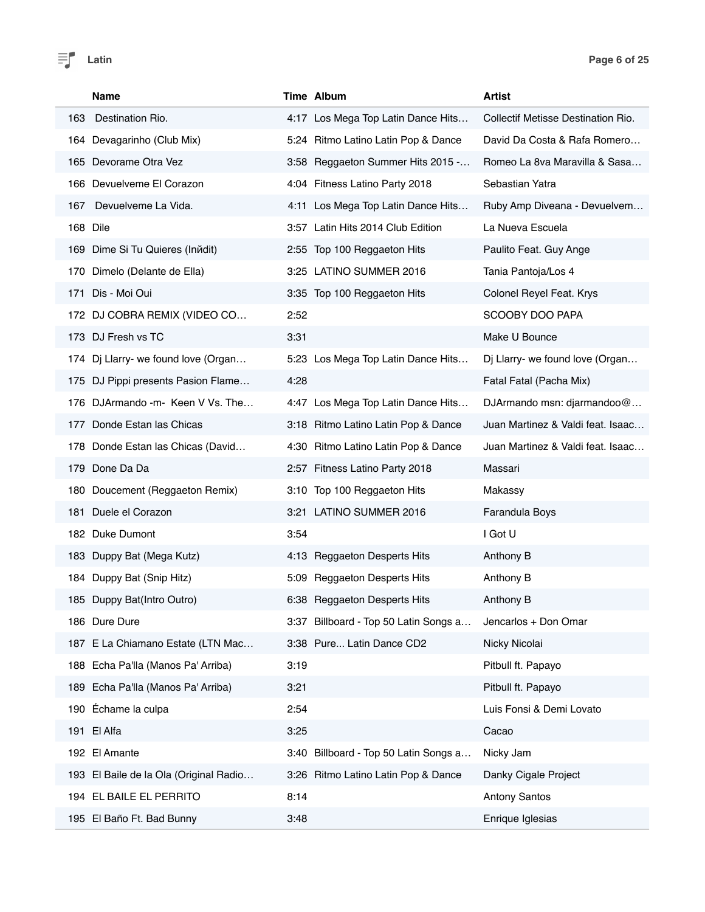| | Name | Time | Album | Artist |
|---|---|---|---|---|
| 163 | Destination Rio. | 4:17 | Los Mega Top Latin Dance Hits… | Collectif Metisse Destination Rio. |
| 164 | Devagarinho (Club Mix) | 5:24 | Ritmo Latino Latin Pop & Dance | David Da Costa & Rafa Romero… |
| 165 | Devorame Otra Vez | 3:58 | Reggaeton Summer Hits 2015 -… | Romeo La 8va Maravilla & Sasa… |
| 166 | Devuelveme El Corazon | 4:04 | Fitness Latino Party 2018 | Sebastian Yatra |
| 167 | Devuelveme La Vida. | 4:11 | Los Mega Top Latin Dance Hits… | Ruby Amp Diveana - Devuelvem… |
| 168 | Dile | 3:57 | Latin Hits 2014 Club Edition | La Nueva Escuela |
| 169 | Dime Si Tu Quieres (Inйdit) | 2:55 | Top 100 Reggaeton Hits | Paulito Feat. Guy Ange |
| 170 | Dimelo (Delante de Ella) | 3:25 | LATINO SUMMER 2016 | Tania Pantoja/Los 4 |
| 171 | Dis - Moi Oui | 3:35 | Top 100 Reggaeton Hits | Colonel Reyel Feat. Krys |
| 172 | DJ COBRA REMIX (VIDEO CO… | 2:52 | | SCOOBY DOO PAPA |
| 173 | DJ Fresh vs TC | 3:31 | | Make U Bounce |
| 174 | Dj Llarry- we found love (Organ… | 5:23 | Los Mega Top Latin Dance Hits… | Dj Llarry- we found love (Organ… |
| 175 | DJ Pippi presents Pasion Flame… | 4:28 | | Fatal Fatal (Pacha Mix) |
| 176 | DJArmando -m- Keen V Vs. The… | 4:47 | Los Mega Top Latin Dance Hits… | DJArmando msn: djarmandoo@… |
| 177 | Donde Estan las Chicas | 3:18 | Ritmo Latino Latin Pop & Dance | Juan Martinez & Valdi feat. Isaac… |
| 178 | Donde Estan las Chicas (David… | 4:30 | Ritmo Latino Latin Pop & Dance | Juan Martinez & Valdi feat. Isaac… |
| 179 | Done Da Da | 2:57 | Fitness Latino Party 2018 | Massari |
| 180 | Doucement (Reggaeton Remix) | 3:10 | Top 100 Reggaeton Hits | Makassy |
| 181 | Duele el Corazon | 3:21 | LATINO SUMMER 2016 | Farandula Boys |
| 182 | Duke Dumont | 3:54 | | I Got U |
| 183 | Duppy Bat (Mega Kutz) | 4:13 | Reggaeton Desperts Hits | Anthony B |
| 184 | Duppy Bat (Snip Hitz) | 5:09 | Reggaeton Desperts Hits | Anthony B |
| 185 | Duppy Bat(Intro Outro) | 6:38 | Reggaeton Desperts Hits | Anthony B |
| 186 | Dure Dure | 3:37 | Billboard - Top 50 Latin Songs a… | Jencarlos + Don Omar |
| 187 | E La Chiamano Estate (LTN Mac… | 3:38 | Pure... Latin Dance CD2 | Nicky Nicolai |
| 188 | Echa Pa'lla (Manos Pa' Arriba) | 3:19 | | Pitbull ft. Papayo |
| 189 | Echa Pa'lla (Manos Pa' Arriba) | 3:21 | | Pitbull ft. Papayo |
| 190 | Échame la culpa | 2:54 | | Luis Fonsi & Demi Lovato |
| 191 | El Alfa | 3:25 | | Cacao |
| 192 | El Amante | 3:40 | Billboard - Top 50 Latin Songs a… | Nicky Jam |
| 193 | El Baile de la Ola (Original Radio… | 3:26 | Ritmo Latino Latin Pop & Dance | Danky Cigale Project |
| 194 | EL BAILE EL PERRITO | 8:14 | | Antony Santos |
| 195 | El Baño Ft. Bad Bunny | 3:48 | | Enrique Iglesias |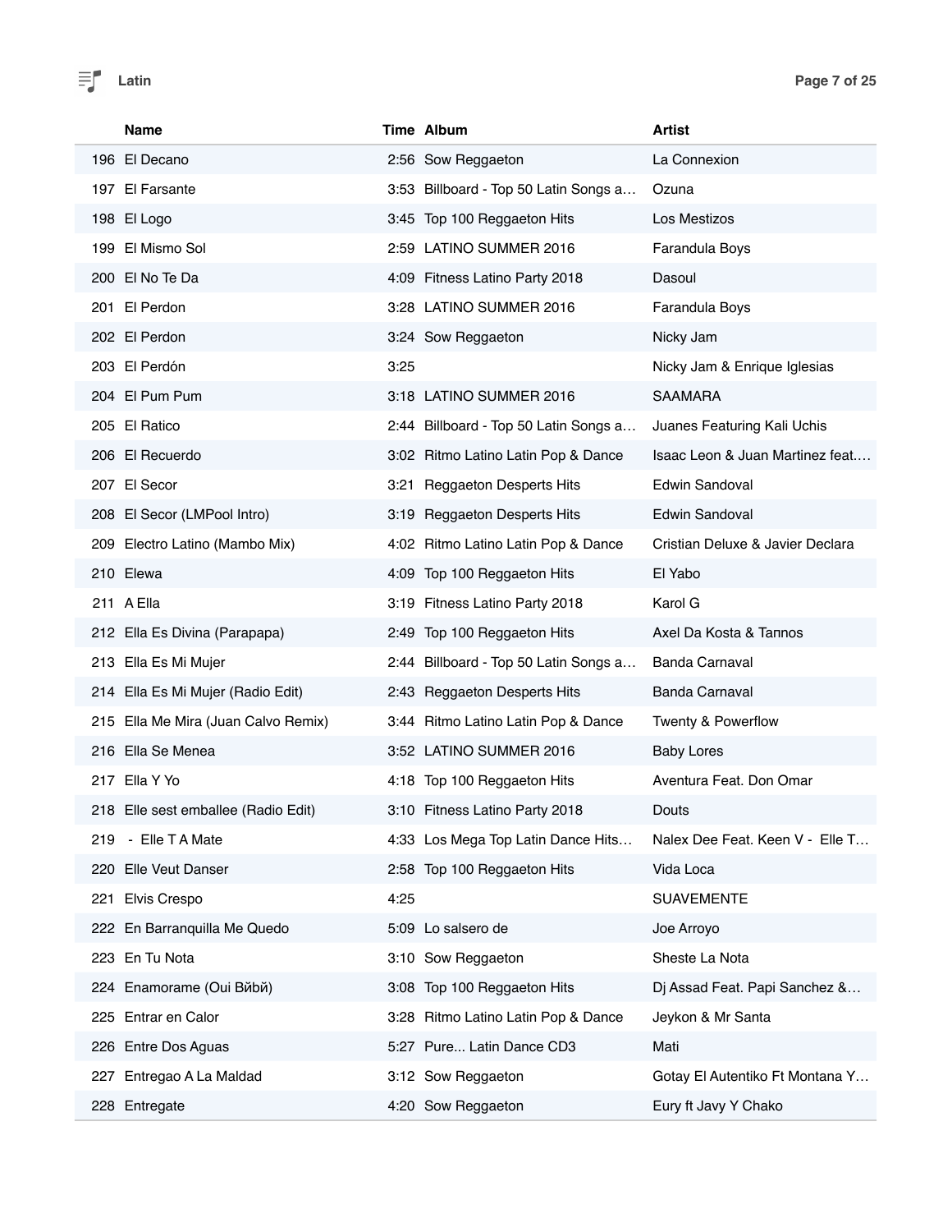| | Name | Time | Album | Artist |
|---|---|---|---|---|
| 196 | El Decano | 2:56 | Sow Reggaeton | La Connexion |
| 197 | El Farsante | 3:53 | Billboard - Top 50 Latin Songs a… | Ozuna |
| 198 | El Logo | 3:45 | Top 100 Reggaeton Hits | Los Mestizos |
| 199 | El Mismo Sol | 2:59 | LATINO SUMMER 2016 | Farandula Boys |
| 200 | El No Te Da | 4:09 | Fitness Latino Party 2018 | Dasoul |
| 201 | El Perdon | 3:28 | LATINO SUMMER 2016 | Farandula Boys |
| 202 | El Perdon | 3:24 | Sow Reggaeton | Nicky Jam |
| 203 | El Perdón | 3:25 | | Nicky Jam & Enrique Iglesias |
| 204 | El Pum Pum | 3:18 | LATINO SUMMER 2016 | SAAMARA |
| 205 | El Ratico | 2:44 | Billboard - Top 50 Latin Songs a… | Juanes Featuring Kali Uchis |
| 206 | El Recuerdo | 3:02 | Ritmo Latino Latin Pop & Dance | Isaac Leon & Juan Martinez feat.… |
| 207 | El Secor | 3:21 | Reggaeton Desperts Hits | Edwin Sandoval |
| 208 | El Secor (LMPool Intro) | 3:19 | Reggaeton Desperts Hits | Edwin Sandoval |
| 209 | Electro Latino (Mambo Mix) | 4:02 | Ritmo Latino Latin Pop & Dance | Cristian Deluxe & Javier Declara |
| 210 | Elewa | 4:09 | Top 100 Reggaeton Hits | El Yabo |
| 211 | A Ella | 3:19 | Fitness Latino Party 2018 | Karol G |
| 212 | Ella Es Divina (Parapapa) | 2:49 | Top 100 Reggaeton Hits | Axel Da Kosta & Tannos |
| 213 | Ella Es Mi Mujer | 2:44 | Billboard - Top 50 Latin Songs a… | Banda Carnaval |
| 214 | Ella Es Mi Mujer (Radio Edit) | 2:43 | Reggaeton Desperts Hits | Banda Carnaval |
| 215 | Ella Me Mira (Juan Calvo Remix) | 3:44 | Ritmo Latino Latin Pop & Dance | Twenty & Powerflow |
| 216 | Ella Se Menea | 3:52 | LATINO SUMMER 2016 | Baby Lores |
| 217 | Ella Y Yo | 4:18 | Top 100 Reggaeton Hits | Aventura Feat. Don Omar |
| 218 | Elle sest emballee (Radio Edit) | 3:10 | Fitness Latino Party 2018 | Douts |
| 219 | - Elle T A Mate | 4:33 | Los Mega Top Latin Dance Hits… | Nalex Dee Feat. Keen V - Elle T… |
| 220 | Elle Veut Danser | 2:58 | Top 100 Reggaeton Hits | Vida Loca |
| 221 | Elvis Crespo | 4:25 | | SUAVEMENTE |
| 222 | En Barranquilla Me Quedo | 5:09 | Lo salsero de | Joe Arroyo |
| 223 | En Tu Nota | 3:10 | Sow Reggaeton | Sheste La Nota |
| 224 | Enamorame (Oui Вйвй) | 3:08 | Top 100 Reggaeton Hits | Dj Assad Feat. Papi Sanchez &… |
| 225 | Entrar en Calor | 3:28 | Ritmo Latino Latin Pop & Dance | Jeykon & Mr Santa |
| 226 | Entre Dos Aguas | 5:27 | Pure... Latin Dance CD3 | Mati |
| 227 | Entregao A La Maldad | 3:12 | Sow Reggaeton | Gotay El Autentiko Ft Montana Y… |
| 228 | Entregate | 4:20 | Sow Reggaeton | Eury ft Javy Y Chako |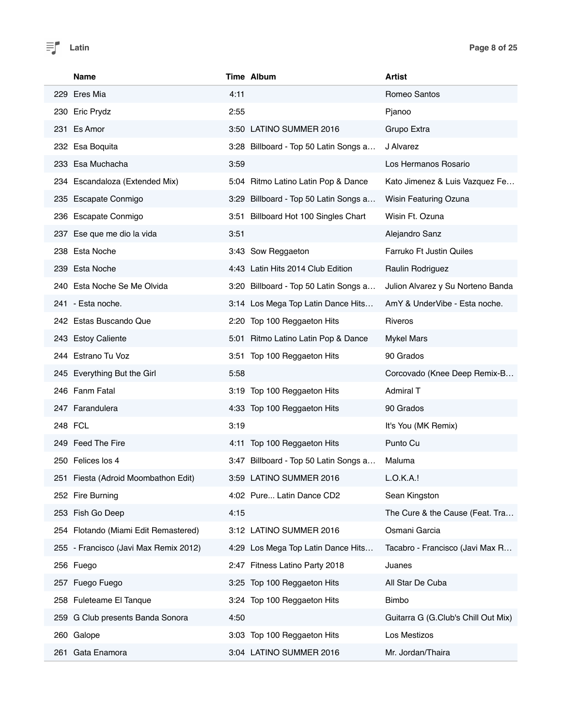| | Name | Time | Album | Artist |
|---|---|---|---|---|
| 229 | Eres Mia | 4:11 | | Romeo Santos |
| 230 | Eric Prydz | 2:55 | | Pjanoo |
| 231 | Es Amor | 3:50 | LATINO SUMMER 2016 | Grupo Extra |
| 232 | Esa Boquita | 3:28 | Billboard - Top 50 Latin Songs a… | J Alvarez |
| 233 | Esa Muchacha | 3:59 | | Los Hermanos Rosario |
| 234 | Escandaloza (Extended Mix) | 5:04 | Ritmo Latino Latin Pop & Dance | Kato Jimenez & Luis Vazquez Fe… |
| 235 | Escapate Conmigo | 3:29 | Billboard - Top 50 Latin Songs a… | Wisin Featuring Ozuna |
| 236 | Escapate Conmigo | 3:51 | Billboard Hot 100 Singles Chart | Wisin Ft. Ozuna |
| 237 | Ese que me dio la vida | 3:51 | | Alejandro Sanz |
| 238 | Esta Noche | 3:43 | Sow Reggaeton | Farruko Ft Justin Quiles |
| 239 | Esta Noche | 4:43 | Latin Hits 2014 Club Edition | Raulin Rodriguez |
| 240 | Esta Noche Se Me Olvida | 3:20 | Billboard - Top 50 Latin Songs a… | Julion Alvarez y Su Norteno Banda |
| 241 | - Esta noche. | 3:14 | Los Mega Top Latin Dance Hits… | AmY & UnderVibe - Esta noche. |
| 242 | Estas Buscando Que | 2:20 | Top 100 Reggaeton Hits | Riveros |
| 243 | Estoy Caliente | 5:01 | Ritmo Latino Latin Pop & Dance | Mykel Mars |
| 244 | Estrano Tu Voz | 3:51 | Top 100 Reggaeton Hits | 90 Grados |
| 245 | Everything But the Girl | 5:58 | | Corcovado (Knee Deep Remix-B… |
| 246 | Fanm Fatal | 3:19 | Top 100 Reggaeton Hits | Admiral T |
| 247 | Farandulera | 4:33 | Top 100 Reggaeton Hits | 90 Grados |
| 248 | FCL | 3:19 | | It's You (MK Remix) |
| 249 | Feed The Fire | 4:11 | Top 100 Reggaeton Hits | Punto Cu |
| 250 | Felices los 4 | 3:47 | Billboard - Top 50 Latin Songs a… | Maluma |
| 251 | Fiesta (Adroid Moombathon Edit) | 3:59 | LATINO SUMMER 2016 | L.O.K.A.! |
| 252 | Fire Burning | 4:02 | Pure... Latin Dance CD2 | Sean Kingston |
| 253 | Fish Go Deep | 4:15 | | The Cure & the Cause (Feat. Tra… |
| 254 | Flotando (Miami Edit Remastered) | 3:12 | LATINO SUMMER 2016 | Osmani Garcia |
| 255 | - Francisco (Javi Max Remix 2012) | 4:29 | Los Mega Top Latin Dance Hits… | Tacabro - Francisco (Javi Max R… |
| 256 | Fuego | 2:47 | Fitness Latino Party 2018 | Juanes |
| 257 | Fuego Fuego | 3:25 | Top 100 Reggaeton Hits | All Star De Cuba |
| 258 | Fuleteame El Tanque | 3:24 | Top 100 Reggaeton Hits | Bimbo |
| 259 | G Club presents Banda Sonora | 4:50 | | Guitarra G (G.Club's Chill Out Mix) |
| 260 | Galope | 3:03 | Top 100 Reggaeton Hits | Los Mestizos |
| 261 | Gata Enamora | 3:04 | LATINO SUMMER 2016 | Mr. Jordan/Thaira |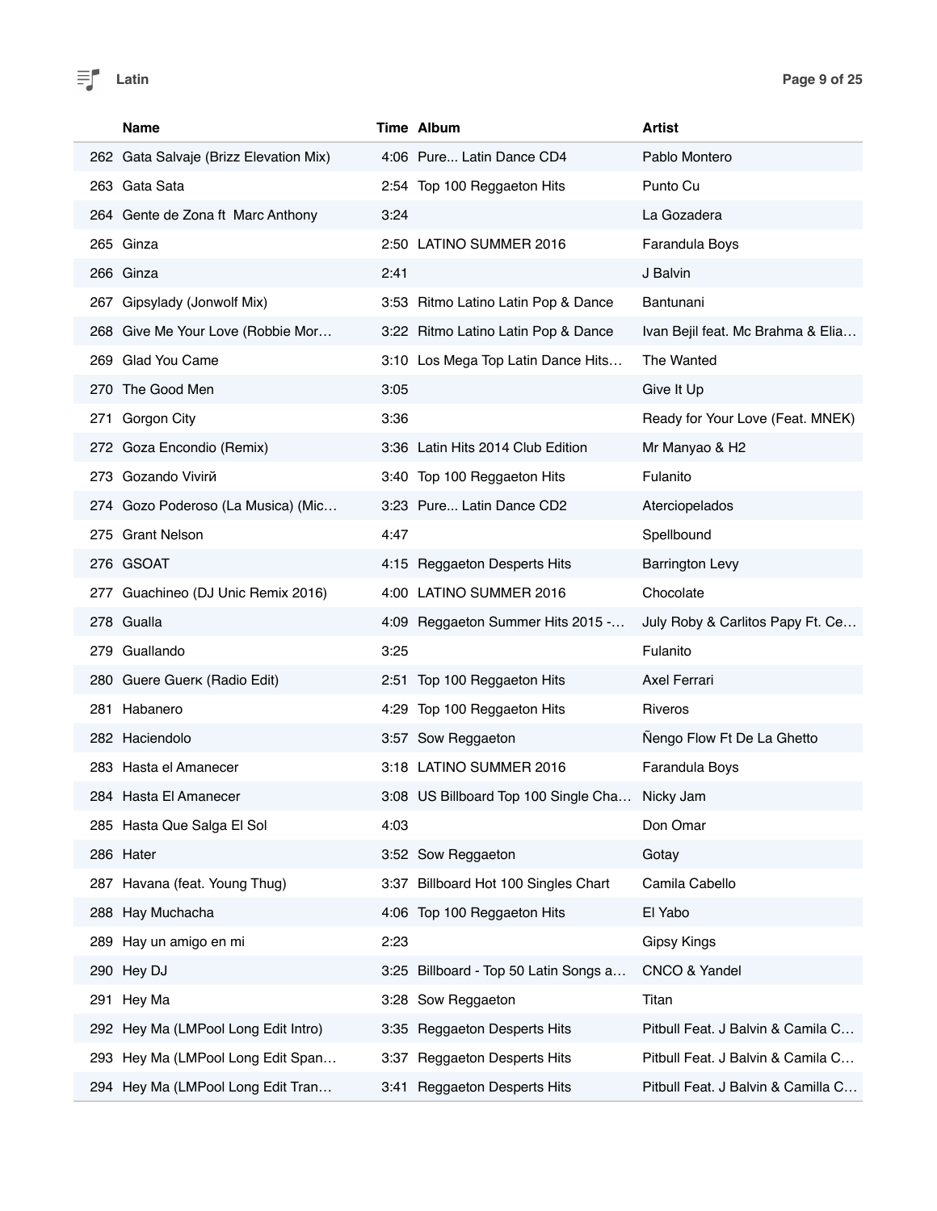| | Name | Time | Album | Artist |
|---|---|---|---|---|
| 262 | Gata Salvaje (Brizz Elevation Mix) | 4:06 | Pure... Latin Dance CD4 | Pablo Montero |
| 263 | Gata Sata | 2:54 | Top 100 Reggaeton Hits | Punto Cu |
| 264 | Gente de Zona ft  Marc Anthony | 3:24 | | La Gozadera |
| 265 | Ginza | 2:50 | LATINO SUMMER 2016 | Farandula Boys |
| 266 | Ginza | 2:41 | | J Balvin |
| 267 | Gipsylady (Jonwolf Mix) | 3:53 | Ritmo Latino Latin Pop & Dance | Bantunani |
| 268 | Give Me Your Love (Robbie Mor… | 3:22 | Ritmo Latino Latin Pop & Dance | Ivan Bejil feat. Mc Brahma & Elia… |
| 269 | Glad You Came | 3:10 | Los Mega Top Latin Dance Hits… | The Wanted |
| 270 | The Good Men | 3:05 | | Give It Up |
| 271 | Gorgon City | 3:36 | | Ready for Your Love (Feat. MNEK) |
| 272 | Goza Encondio (Remix) | 3:36 | Latin Hits 2014 Club Edition | Mr Manyao & H2 |
| 273 | Gozando Vivirй | 3:40 | Top 100 Reggaeton Hits | Fulanito |
| 274 | Gozo Poderoso (La Musica) (Mic… | 3:23 | Pure... Latin Dance CD2 | Aterciopelados |
| 275 | Grant Nelson | 4:47 | | Spellbound |
| 276 | GSOAT | 4:15 | Reggaeton Desperts Hits | Barrington Levy |
| 277 | Guachineo (DJ Unic Remix 2016) | 4:00 | LATINO SUMMER 2016 | Chocolate |
| 278 | Gualla | 4:09 | Reggaeton Summer Hits 2015 -… | July Roby & Carlitos Papy Ft. Ce… |
| 279 | Guallando | 3:25 | | Fulanito |
| 280 | Guere Guerк (Radio Edit) | 2:51 | Top 100 Reggaeton Hits | Axel Ferrari |
| 281 | Habanero | 4:29 | Top 100 Reggaeton Hits | Riveros |
| 282 | Haciendolo | 3:57 | Sow Reggaeton | Ñengo Flow Ft De La Ghetto |
| 283 | Hasta el Amanecer | 3:18 | LATINO SUMMER 2016 | Farandula Boys |
| 284 | Hasta El Amanecer | 3:08 | US Billboard Top 100 Single Cha… | Nicky Jam |
| 285 | Hasta Que Salga El Sol | 4:03 | | Don Omar |
| 286 | Hater | 3:52 | Sow Reggaeton | Gotay |
| 287 | Havana (feat. Young Thug) | 3:37 | Billboard Hot 100 Singles Chart | Camila Cabello |
| 288 | Hay Muchacha | 4:06 | Top 100 Reggaeton Hits | El Yabo |
| 289 | Hay un amigo en mi | 2:23 | | Gipsy Kings |
| 290 | Hey DJ | 3:25 | Billboard - Top 50 Latin Songs a… | CNCO & Yandel |
| 291 | Hey Ma | 3:28 | Sow Reggaeton | Titan |
| 292 | Hey Ma (LMPool Long Edit Intro) | 3:35 | Reggaeton Desperts Hits | Pitbull Feat. J Balvin & Camila C… |
| 293 | Hey Ma (LMPool Long Edit Span… | 3:37 | Reggaeton Desperts Hits | Pitbull Feat. J Balvin & Camila C… |
| 294 | Hey Ma (LMPool Long Edit Tran… | 3:41 | Reggaeton Desperts Hits | Pitbull Feat. J Balvin & Camilla C… |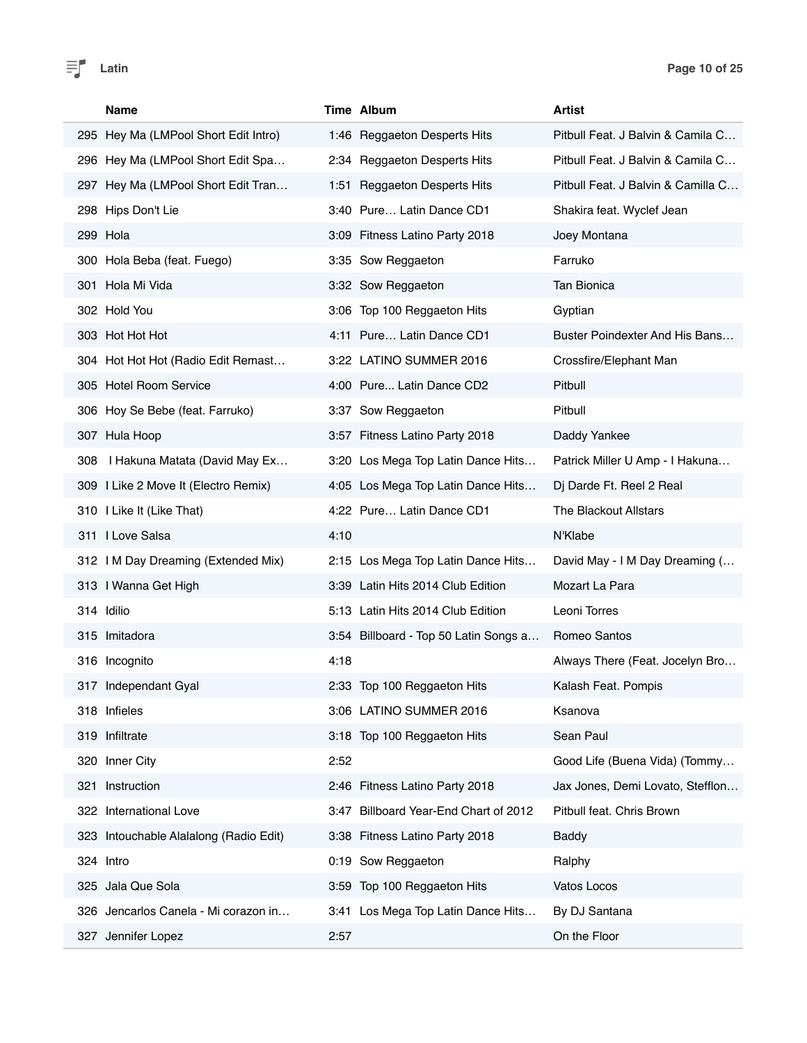# Latin

| | Name | Time | Album | Artist |
|---|---|---|---|---|
| 295 | Hey Ma (LMPool Short Edit Intro) | 1:46 | Reggaeton Desperts Hits | Pitbull Feat. J Balvin & Camila C… |
| 296 | Hey Ma (LMPool Short Edit Spa… | 2:34 | Reggaeton Desperts Hits | Pitbull Feat. J Balvin & Camila C… |
| 297 | Hey Ma (LMPool Short Edit Tran… | 1:51 | Reggaeton Desperts Hits | Pitbull Feat. J Balvin & Camilla C… |
| 298 | Hips Don't Lie | 3:40 | Pure… Latin Dance CD1 | Shakira feat. Wyclef Jean |
| 299 | Hola | 3:09 | Fitness Latino Party 2018 | Joey Montana |
| 300 | Hola Beba (feat. Fuego) | 3:35 | Sow Reggaeton | Farruko |
| 301 | Hola Mi Vida | 3:32 | Sow Reggaeton | Tan Bionica |
| 302 | Hold You | 3:06 | Top 100 Reggaeton Hits | Gyptian |
| 303 | Hot Hot Hot | 4:11 | Pure… Latin Dance CD1 | Buster Poindexter And His Bans… |
| 304 | Hot Hot Hot (Radio Edit Remast… | 3:22 | LATINO SUMMER 2016 | Crossfire/Elephant Man |
| 305 | Hotel Room Service | 4:00 | Pure... Latin Dance CD2 | Pitbull |
| 306 | Hoy Se Bebe (feat. Farruko) | 3:37 | Sow Reggaeton | Pitbull |
| 307 | Hula Hoop | 3:57 | Fitness Latino Party 2018 | Daddy Yankee |
| 308 | I Hakuna Matata (David May Ex… | 3:20 | Los Mega Top Latin Dance Hits… | Patrick Miller U Amp - I Hakuna… |
| 309 | I Like 2 Move It (Electro Remix) | 4:05 | Los Mega Top Latin Dance Hits… | Dj Darde Ft. Reel 2 Real |
| 310 | I Like It (Like That) | 4:22 | Pure… Latin Dance CD1 | The Blackout Allstars |
| 311 | I Love Salsa | 4:10 | | N'Klabe |
| 312 | I M Day Dreaming (Extended Mix) | 2:15 | Los Mega Top Latin Dance Hits… | David May - I M Day Dreaming (… |
| 313 | I Wanna Get High | 3:39 | Latin Hits 2014 Club Edition | Mozart La Para |
| 314 | Idilio | 5:13 | Latin Hits 2014 Club Edition | Leoni Torres |
| 315 | Imitadora | 3:54 | Billboard - Top 50 Latin Songs a… | Romeo Santos |
| 316 | Incognito | 4:18 | | Always There (Feat. Jocelyn Bro… |
| 317 | Independant Gyal | 2:33 | Top 100 Reggaeton Hits | Kalash Feat. Pompis |
| 318 | Infieles | 3:06 | LATINO SUMMER 2016 | Ksanova |
| 319 | Infiltrate | 3:18 | Top 100 Reggaeton Hits | Sean Paul |
| 320 | Inner City | 2:52 | | Good Life (Buena Vida) (Tommy… |
| 321 | Instruction | 2:46 | Fitness Latino Party 2018 | Jax Jones, Demi Lovato, Stefflon… |
| 322 | International Love | 3:47 | Billboard Year-End Chart of 2012 | Pitbull feat. Chris Brown |
| 323 | Intouchable Alalalong (Radio Edit) | 3:38 | Fitness Latino Party 2018 | Baddy |
| 324 | Intro | 0:19 | Sow Reggaeton | Ralphy |
| 325 | Jala Que Sola | 3:59 | Top 100 Reggaeton Hits | Vatos Locos |
| 326 | Jencarlos Canela - Mi corazon in… | 3:41 | Los Mega Top Latin Dance Hits… | By DJ Santana |
| 327 | Jennifer Lopez | 2:57 | | On the Floor |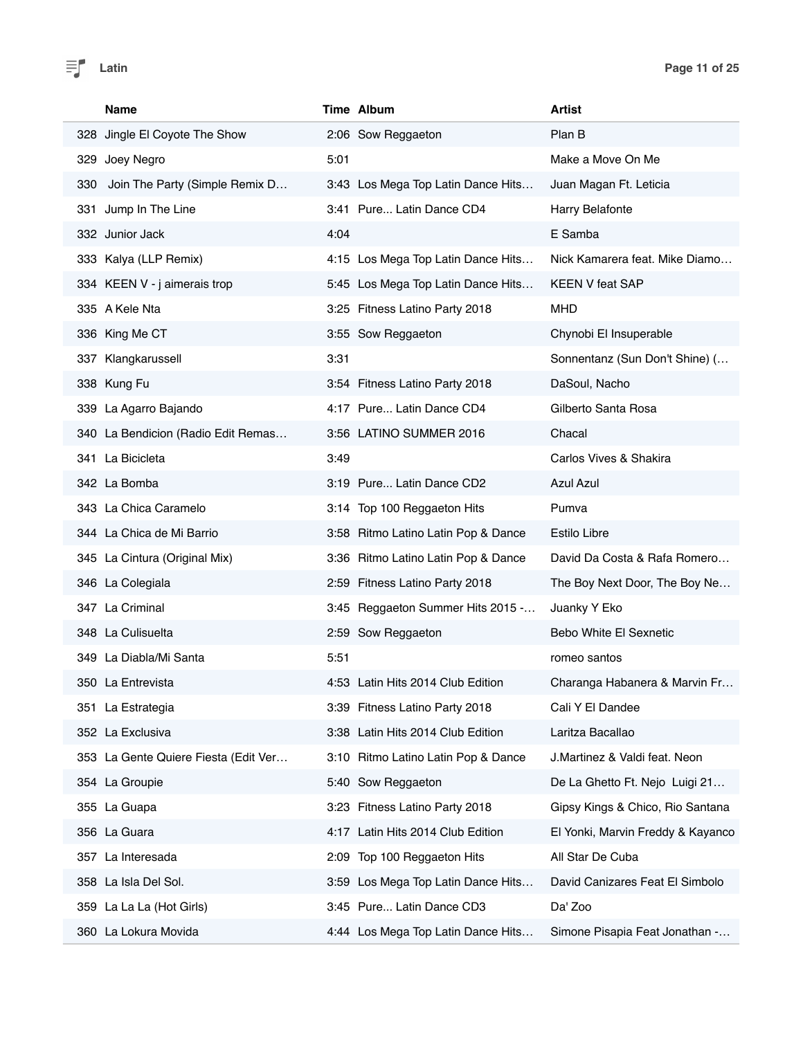|  | Name | Time | Album | Artist |
|---|---|---|---|---|
| 328 | Jingle El Coyote The Show | 2:06 | Sow Reggaeton | Plan B |
| 329 | Joey Negro | 5:01 |  | Make a Move On Me |
| 330 | Join The Party (Simple Remix D… | 3:43 | Los Mega Top Latin Dance Hits… | Juan Magan Ft. Leticia |
| 331 | Jump In The Line | 3:41 | Pure... Latin Dance CD4 | Harry Belafonte |
| 332 | Junior Jack | 4:04 |  | E Samba |
| 333 | Kalya (LLP Remix) | 4:15 | Los Mega Top Latin Dance Hits… | Nick Kamarera feat. Mike Diamo… |
| 334 | KEEN V - j aimerais trop | 5:45 | Los Mega Top Latin Dance Hits… | KEEN V feat SAP |
| 335 | A Kele Nta | 3:25 | Fitness Latino Party 2018 | MHD |
| 336 | King Me CT | 3:55 | Sow Reggaeton | Chynobi El Insuperable |
| 337 | Klangkarussell | 3:31 |  | Sonnentanz (Sun Don't Shine) (… |
| 338 | Kung Fu | 3:54 | Fitness Latino Party 2018 | DaSoul, Nacho |
| 339 | La Agarro Bajando | 4:17 | Pure... Latin Dance CD4 | Gilberto Santa Rosa |
| 340 | La Bendicion (Radio Edit Remas… | 3:56 | LATINO SUMMER 2016 | Chacal |
| 341 | La Bicicleta | 3:49 |  | Carlos Vives & Shakira |
| 342 | La Bomba | 3:19 | Pure... Latin Dance CD2 | Azul Azul |
| 343 | La Chica Caramelo | 3:14 | Top 100 Reggaeton Hits | Pumva |
| 344 | La Chica de Mi Barrio | 3:58 | Ritmo Latino Latin Pop & Dance | Estilo Libre |
| 345 | La Cintura (Original Mix) | 3:36 | Ritmo Latino Latin Pop & Dance | David Da Costa & Rafa Romero… |
| 346 | La Colegiala | 2:59 | Fitness Latino Party 2018 | The Boy Next Door, The Boy Ne… |
| 347 | La Criminal | 3:45 | Reggaeton Summer Hits 2015 -… | Juanky Y Eko |
| 348 | La Culisuelta | 2:59 | Sow Reggaeton | Bebo White El Sexnetic |
| 349 | La Diabla/Mi Santa | 5:51 |  | romeo santos |
| 350 | La Entrevista | 4:53 | Latin Hits 2014 Club Edition | Charanga Habanera & Marvin Fr… |
| 351 | La Estrategia | 3:39 | Fitness Latino Party 2018 | Cali Y El Dandee |
| 352 | La Exclusiva | 3:38 | Latin Hits 2014 Club Edition | Laritza Bacallao |
| 353 | La Gente Quiere Fiesta (Edit Ver… | 3:10 | Ritmo Latino Latin Pop & Dance | J.Martinez & Valdi feat. Neon |
| 354 | La Groupie | 5:40 | Sow Reggaeton | De La Ghetto Ft. Nejo  Luigi 21… |
| 355 | La Guapa | 3:23 | Fitness Latino Party 2018 | Gipsy Kings & Chico, Rio Santana |
| 356 | La Guara | 4:17 | Latin Hits 2014 Club Edition | El Yonki, Marvin Freddy & Kayanco |
| 357 | La Interesada | 2:09 | Top 100 Reggaeton Hits | All Star De Cuba |
| 358 | La Isla Del Sol. | 3:59 | Los Mega Top Latin Dance Hits… | David Canizares Feat El Simbolo |
| 359 | La La La (Hot Girls) | 3:45 | Pure... Latin Dance CD3 | Da' Zoo |
| 360 | La Lokura Movida | 4:44 | Los Mega Top Latin Dance Hits… | Simone Pisapia Feat Jonathan -… |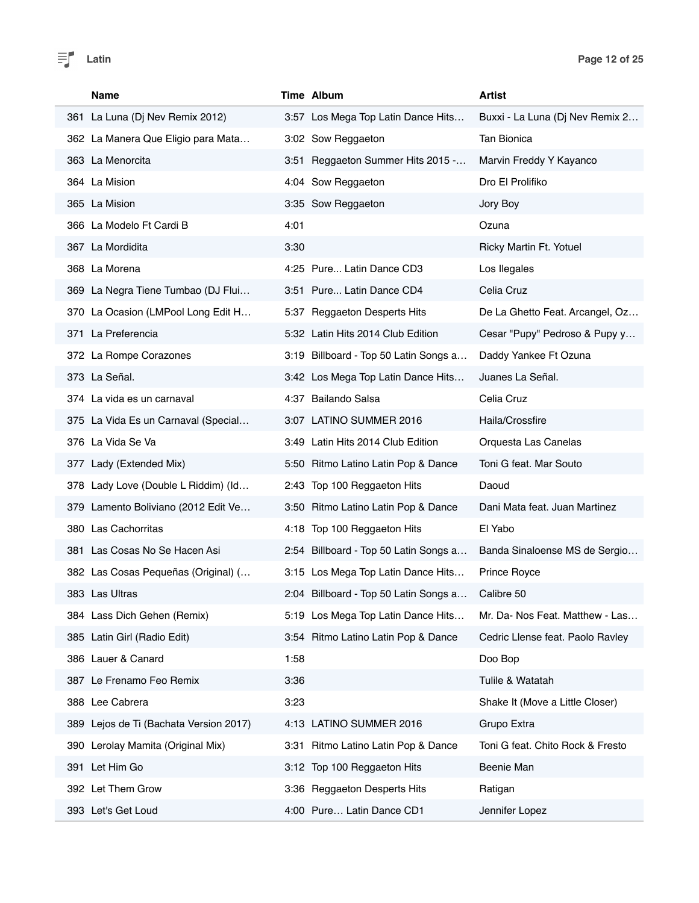# Latin

| # | Name | Time | Album | Artist |
|---|---|---|---|---|
| 361 | La Luna (Dj Nev Remix 2012) | 3:57 | Los Mega Top Latin Dance Hits… | Buxxi - La Luna (Dj Nev Remix 2… |
| 362 | La Manera Que Eligio para Mata… | 3:02 | Sow Reggaeton | Tan Bionica |
| 363 | La Menorcita | 3:51 | Reggaeton Summer Hits 2015 -… | Marvin Freddy Y Kayanco |
| 364 | La Mision | 4:04 | Sow Reggaeton | Dro El Prolifiko |
| 365 | La Mision | 3:35 | Sow Reggaeton | Jory Boy |
| 366 | La Modelo Ft Cardi B | 4:01 | | Ozuna |
| 367 | La Mordidita | 3:30 | | Ricky Martin Ft. Yotuel |
| 368 | La Morena | 4:25 | Pure... Latin Dance CD3 | Los Ilegales |
| 369 | La Negra Tiene Tumbao (DJ Flui… | 3:51 | Pure... Latin Dance CD4 | Celia Cruz |
| 370 | La Ocasion (LMPool Long Edit H… | 5:37 | Reggaeton Desperts Hits | De La Ghetto Feat. Arcangel, Oz… |
| 371 | La Preferencia | 5:32 | Latin Hits 2014 Club Edition | Cesar "Pupy" Pedroso & Pupy y… |
| 372 | La Rompe Corazones | 3:19 | Billboard - Top 50 Latin Songs a… | Daddy Yankee Ft Ozuna |
| 373 | La Señal. | 3:42 | Los Mega Top Latin Dance Hits… | Juanes La Señal. |
| 374 | La vida es un carnaval | 4:37 | Bailando Salsa | Celia Cruz |
| 375 | La Vida Es un Carnaval (Special… | 3:07 | LATINO SUMMER 2016 | Haila/Crossfire |
| 376 | La Vida Se Va | 3:49 | Latin Hits 2014 Club Edition | Orquesta Las Canelas |
| 377 | Lady (Extended Mix) | 5:50 | Ritmo Latino Latin Pop & Dance | Toni G feat. Mar Souto |
| 378 | Lady Love (Double L Riddim) (Id… | 2:43 | Top 100 Reggaeton Hits | Daoud |
| 379 | Lamento Boliviano (2012 Edit Ve… | 3:50 | Ritmo Latino Latin Pop & Dance | Dani Mata feat. Juan Martinez |
| 380 | Las Cachorritas | 4:18 | Top 100 Reggaeton Hits | El Yabo |
| 381 | Las Cosas No Se Hacen Asi | 2:54 | Billboard - Top 50 Latin Songs a… | Banda Sinaloense MS de Sergio… |
| 382 | Las Cosas Pequeñas (Original) (… | 3:15 | Los Mega Top Latin Dance Hits… | Prince Royce |
| 383 | Las Ultras | 2:04 | Billboard - Top 50 Latin Songs a… | Calibre 50 |
| 384 | Lass Dich Gehen (Remix) | 5:19 | Los Mega Top Latin Dance Hits… | Mr. Da- Nos Feat. Matthew - Las… |
| 385 | Latin Girl (Radio Edit) | 3:54 | Ritmo Latino Latin Pop & Dance | Cedric Llense feat. Paolo Ravley |
| 386 | Lauer & Canard | 1:58 | | Doo Bop |
| 387 | Le Frenamo Feo Remix | 3:36 | | Tulile & Watatah |
| 388 | Lee Cabrera | 3:23 | | Shake It (Move a Little Closer) |
| 389 | Lejos de Ti (Bachata Version 2017) | 4:13 | LATINO SUMMER 2016 | Grupo Extra |
| 390 | Lerolay Mamita (Original Mix) | 3:31 | Ritmo Latino Latin Pop & Dance | Toni G feat. Chito Rock & Fresto |
| 391 | Let Him Go | 3:12 | Top 100 Reggaeton Hits | Beenie Man |
| 392 | Let Them Grow | 3:36 | Reggaeton Desperts Hits | Ratigan |
| 393 | Let's Get Loud | 4:00 | Pure… Latin Dance CD1 | Jennifer Lopez |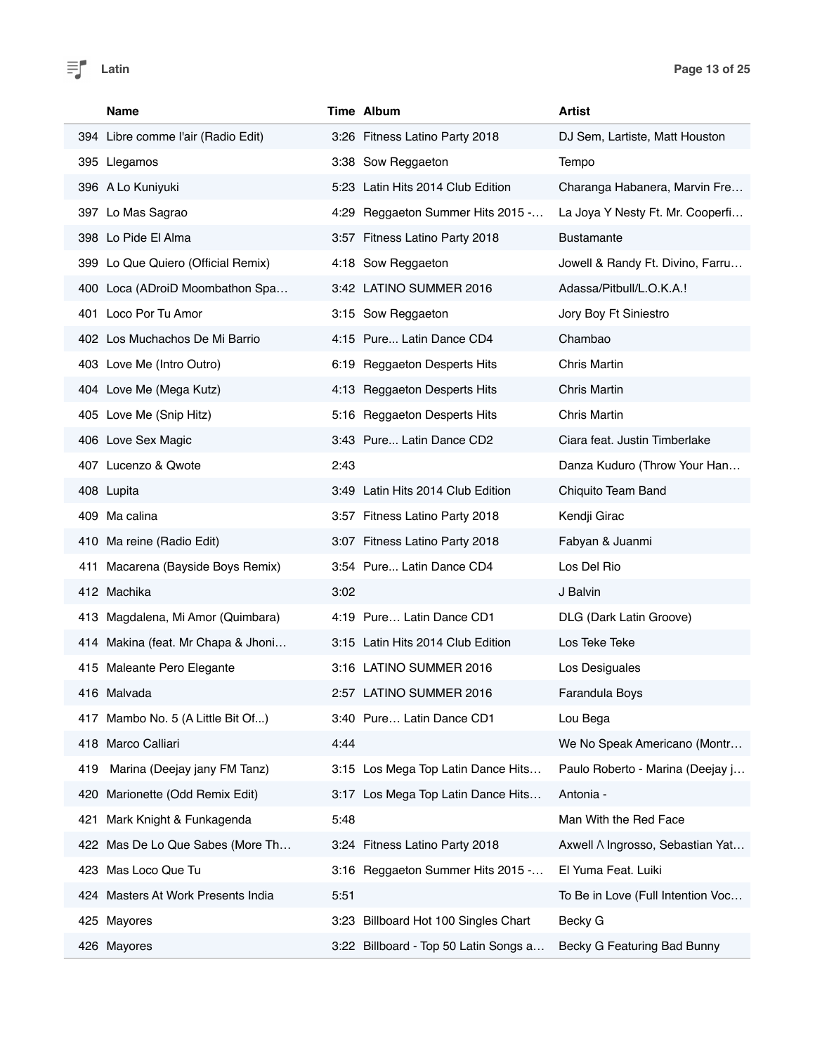# Latin

| # | Name | Time | Album | Artist |
|---|---|---|---|---|
| 394 | Libre comme l'air (Radio Edit) | 3:26 | Fitness Latino Party 2018 | DJ Sem, Lartiste, Matt Houston |
| 395 | Llegamos | 3:38 | Sow Reggaeton | Tempo |
| 396 | A Lo Kuniyuki | 5:23 | Latin Hits 2014 Club Edition | Charanga Habanera, Marvin Fre… |
| 397 | Lo Mas Sagrao | 4:29 | Reggaeton Summer Hits 2015 -… | La Joya Y Nesty Ft. Mr. Cooperfi… |
| 398 | Lo Pide El Alma | 3:57 | Fitness Latino Party 2018 | Bustamante |
| 399 | Lo Que Quiero (Official Remix) | 4:18 | Sow Reggaeton | Jowell & Randy Ft. Divino, Farru… |
| 400 | Loca (ADroiD Moombathon Spa… | 3:42 | LATINO SUMMER 2016 | Adassa/Pitbull/L.O.K.A.! |
| 401 | Loco Por Tu Amor | 3:15 | Sow Reggaeton | Jory Boy Ft Siniestro |
| 402 | Los Muchachos De Mi Barrio | 4:15 | Pure... Latin Dance CD4 | Chambao |
| 403 | Love Me (Intro Outro) | 6:19 | Reggaeton Desperts Hits | Chris Martin |
| 404 | Love Me (Mega Kutz) | 4:13 | Reggaeton Desperts Hits | Chris Martin |
| 405 | Love Me (Snip Hitz) | 5:16 | Reggaeton Desperts Hits | Chris Martin |
| 406 | Love Sex Magic | 3:43 | Pure... Latin Dance CD2 | Ciara feat. Justin Timberlake |
| 407 | Lucenzo & Qwote | 2:43 | | Danza Kuduro (Throw Your Han… |
| 408 | Lupita | 3:49 | Latin Hits 2014 Club Edition | Chiquito Team Band |
| 409 | Ma calina | 3:57 | Fitness Latino Party 2018 | Kendji Girac |
| 410 | Ma reine (Radio Edit) | 3:07 | Fitness Latino Party 2018 | Fabyan & Juanmi |
| 411 | Macarena (Bayside Boys Remix) | 3:54 | Pure... Latin Dance CD4 | Los Del Rio |
| 412 | Machika | 3:02 | | J Balvin |
| 413 | Magdalena, Mi Amor (Quimbara) | 4:19 | Pure… Latin Dance CD1 | DLG (Dark Latin Groove) |
| 414 | Makina (feat. Mr Chapa & Jhoni… | 3:15 | Latin Hits 2014 Club Edition | Los Teke Teke |
| 415 | Maleante Pero Elegante | 3:16 | LATINO SUMMER 2016 | Los Desiguales |
| 416 | Malvada | 2:57 | LATINO SUMMER 2016 | Farandula Boys |
| 417 | Mambo No. 5 (A Little Bit Of...) | 3:40 | Pure… Latin Dance CD1 | Lou Bega |
| 418 | Marco Calliari | 4:44 | | We No Speak Americano (Montr… |
| 419 | Marina (Deejay jany FM Tanz) | 3:15 | Los Mega Top Latin Dance Hits… | Paulo Roberto - Marina (Deejay j… |
| 420 | Marionette (Odd Remix Edit) | 3:17 | Los Mega Top Latin Dance Hits… | Antonia - |
| 421 | Mark Knight & Funkagenda | 5:48 | | Man With the Red Face |
| 422 | Mas De Lo Que Sabes (More Th… | 3:24 | Fitness Latino Party 2018 | Axwell Λ Ingrosso, Sebastian Yat… |
| 423 | Mas Loco Que Tu | 3:16 | Reggaeton Summer Hits 2015 -… | El Yuma Feat. Luiki |
| 424 | Masters At Work Presents India | 5:51 | | To Be in Love (Full Intention Voc… |
| 425 | Mayores | 3:23 | Billboard Hot 100 Singles Chart | Becky G |
| 426 | Mayores | 3:22 | Billboard - Top 50 Latin Songs a… | Becky G Featuring Bad Bunny |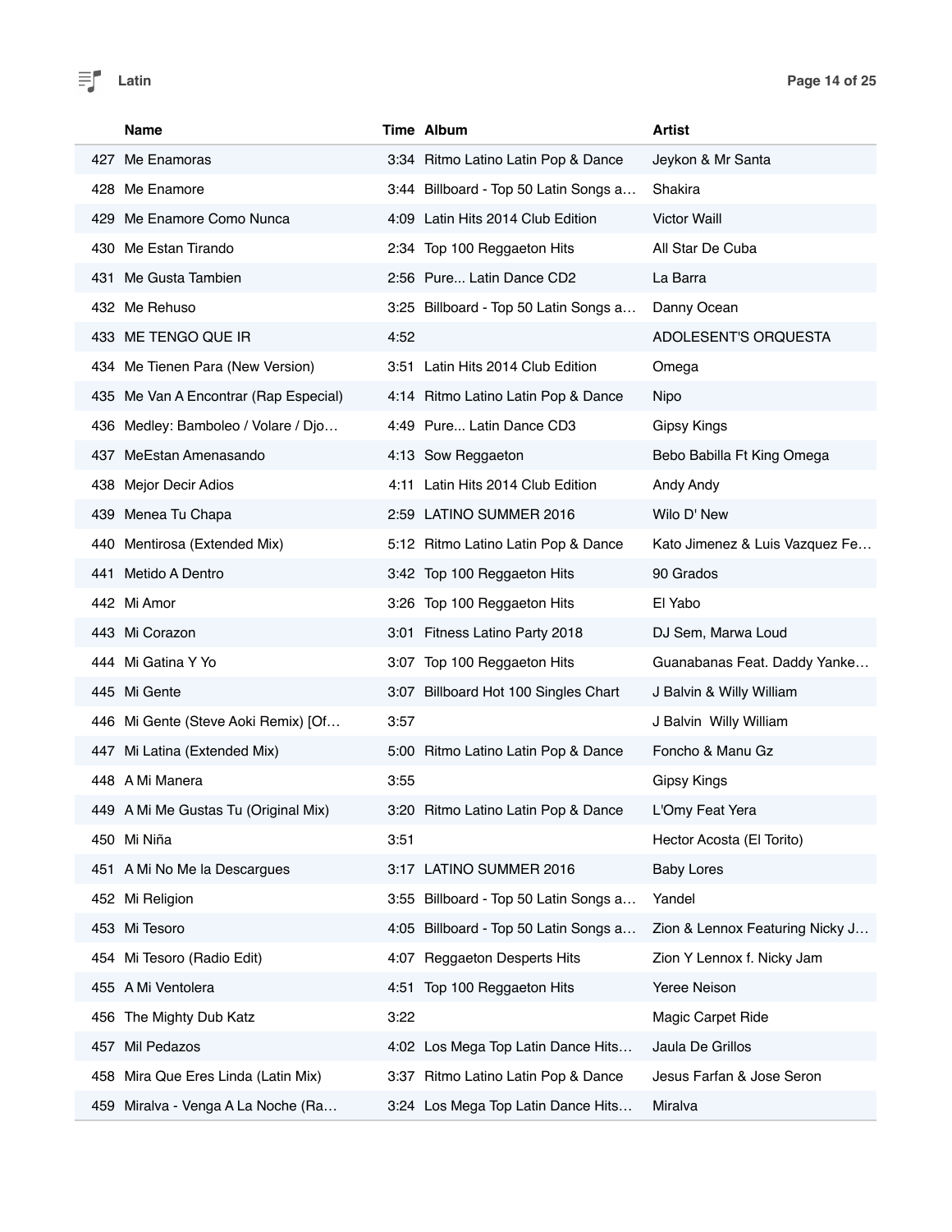| | Name | Time | Album | Artist |
|---|---|---|---|---|
| 427 | Me Enamoras | 3:34 | Ritmo Latino Latin Pop & Dance | Jeykon & Mr Santa |
| 428 | Me Enamore | 3:44 | Billboard - Top 50 Latin Songs a… | Shakira |
| 429 | Me Enamore Como Nunca | 4:09 | Latin Hits 2014 Club Edition | Victor Waill |
| 430 | Me Estan Tirando | 2:34 | Top 100 Reggaeton Hits | All Star De Cuba |
| 431 | Me Gusta Tambien | 2:56 | Pure... Latin Dance CD2 | La Barra |
| 432 | Me Rehuso | 3:25 | Billboard - Top 50 Latin Songs a… | Danny Ocean |
| 433 | ME TENGO QUE IR | 4:52 | | ADOLESENT'S ORQUESTA |
| 434 | Me Tienen Para (New Version) | 3:51 | Latin Hits 2014 Club Edition | Omega |
| 435 | Me Van A Encontrar (Rap Especial) | 4:14 | Ritmo Latino Latin Pop & Dance | Nipo |
| 436 | Medley: Bamboleo / Volare / Djo… | 4:49 | Pure... Latin Dance CD3 | Gipsy Kings |
| 437 | MeEstan Amenasando | 4:13 | Sow Reggaeton | Bebo Babilla Ft King Omega |
| 438 | Mejor Decir Adios | 4:11 | Latin Hits 2014 Club Edition | Andy Andy |
| 439 | Menea Tu Chapa | 2:59 | LATINO SUMMER 2016 | Wilo D' New |
| 440 | Mentirosa (Extended Mix) | 5:12 | Ritmo Latino Latin Pop & Dance | Kato Jimenez & Luis Vazquez Fe… |
| 441 | Metido A Dentro | 3:42 | Top 100 Reggaeton Hits | 90 Grados |
| 442 | Mi Amor | 3:26 | Top 100 Reggaeton Hits | El Yabo |
| 443 | Mi Corazon | 3:01 | Fitness Latino Party 2018 | DJ Sem, Marwa Loud |
| 444 | Mi Gatina Y Yo | 3:07 | Top 100 Reggaeton Hits | Guanabanas Feat. Daddy Yanke… |
| 445 | Mi Gente | 3:07 | Billboard Hot 100 Singles Chart | J Balvin & Willy William |
| 446 | Mi Gente (Steve Aoki Remix) [Of… | 3:57 | | J Balvin  Willy William |
| 447 | Mi Latina (Extended Mix) | 5:00 | Ritmo Latino Latin Pop & Dance | Foncho & Manu Gz |
| 448 | A Mi Manera | 3:55 | | Gipsy Kings |
| 449 | A Mi Me Gustas Tu (Original Mix) | 3:20 | Ritmo Latino Latin Pop & Dance | L'Omy Feat Yera |
| 450 | Mi Niña | 3:51 | | Hector Acosta (El Torito) |
| 451 | A Mi No Me la Descargues | 3:17 | LATINO SUMMER 2016 | Baby Lores |
| 452 | Mi Religion | 3:55 | Billboard - Top 50 Latin Songs a… | Yandel |
| 453 | Mi Tesoro | 4:05 | Billboard - Top 50 Latin Songs a… | Zion & Lennox Featuring Nicky J… |
| 454 | Mi Tesoro (Radio Edit) | 4:07 | Reggaeton Desperts Hits | Zion Y Lennox f. Nicky Jam |
| 455 | A Mi Ventolera | 4:51 | Top 100 Reggaeton Hits | Yeree Neison |
| 456 | The Mighty Dub Katz | 3:22 | | Magic Carpet Ride |
| 457 | Mil Pedazos | 4:02 | Los Mega Top Latin Dance Hits… | Jaula De Grillos |
| 458 | Mira Que Eres Linda (Latin Mix) | 3:37 | Ritmo Latino Latin Pop & Dance | Jesus Farfan & Jose Seron |
| 459 | Miralva - Venga A La Noche (Ra… | 3:24 | Los Mega Top Latin Dance Hits… | Miralva |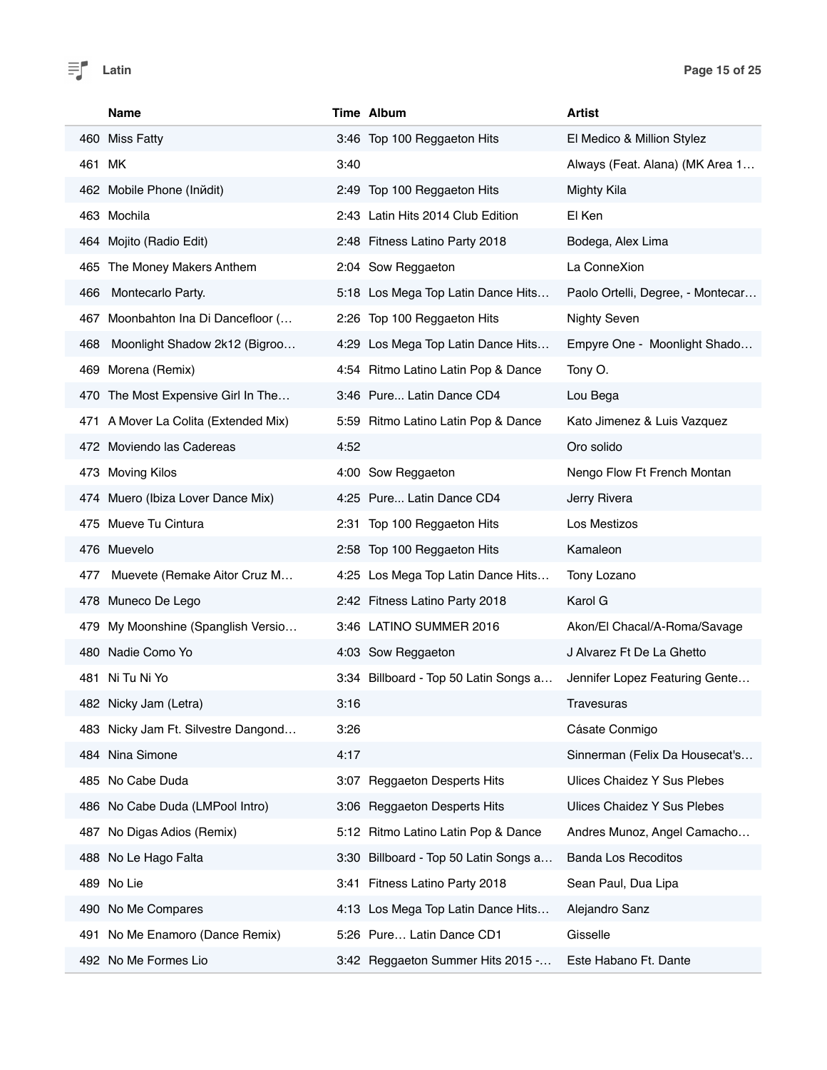| | Name | Time | Album | Artist |
|---|---|---|---|---|
| 460 | Miss Fatty | 3:46 | Top 100 Reggaeton Hits | El Medico & Million Stylez |
| 461 | MK | 3:40 | | Always (Feat. Alana) (MK Area 1… |
| 462 | Mobile Phone (Inйdit) | 2:49 | Top 100 Reggaeton Hits | Mighty Kila |
| 463 | Mochila | 2:43 | Latin Hits 2014 Club Edition | El Ken |
| 464 | Mojito (Radio Edit) | 2:48 | Fitness Latino Party 2018 | Bodega, Alex Lima |
| 465 | The Money Makers Anthem | 2:04 | Sow Reggaeton | La ConneXion |
| 466 | Montecarlo Party. | 5:18 | Los Mega Top Latin Dance Hits… | Paolo Ortelli, Degree, - Montecar… |
| 467 | Moonbahton Ina Di Dancefloor (… | 2:26 | Top 100 Reggaeton Hits | Nighty Seven |
| 468 | Moonlight Shadow 2k12 (Bigroo… | 4:29 | Los Mega Top Latin Dance Hits… | Empyre One - Moonlight Shado… |
| 469 | Morena (Remix) | 4:54 | Ritmo Latino Latin Pop & Dance | Tony O. |
| 470 | The Most Expensive Girl In The… | 3:46 | Pure... Latin Dance CD4 | Lou Bega |
| 471 | A Mover La Colita (Extended Mix) | 5:59 | Ritmo Latino Latin Pop & Dance | Kato Jimenez & Luis Vazquez |
| 472 | Moviendo las Cadereas | 4:52 | | Oro solido |
| 473 | Moving Kilos | 4:00 | Sow Reggaeton | Nengo Flow Ft French Montan |
| 474 | Muero (Ibiza Lover Dance Mix) | 4:25 | Pure... Latin Dance CD4 | Jerry Rivera |
| 475 | Mueve Tu Cintura | 2:31 | Top 100 Reggaeton Hits | Los Mestizos |
| 476 | Muevelo | 2:58 | Top 100 Reggaeton Hits | Kamaleon |
| 477 | Muevete (Remake Aitor Cruz M… | 4:25 | Los Mega Top Latin Dance Hits… | Tony Lozano |
| 478 | Muneco De Lego | 2:42 | Fitness Latino Party 2018 | Karol G |
| 479 | My Moonshine (Spanglish Versio… | 3:46 | LATINO SUMMER 2016 | Akon/El Chacal/A-Roma/Savage |
| 480 | Nadie Como Yo | 4:03 | Sow Reggaeton | J Alvarez Ft De La Ghetto |
| 481 | Ni Tu Ni Yo | 3:34 | Billboard - Top 50 Latin Songs a… | Jennifer Lopez Featuring Gente… |
| 482 | Nicky Jam (Letra) | 3:16 | | Travesuras |
| 483 | Nicky Jam Ft. Silvestre Dangond… | 3:26 | | Cásate Conmigo |
| 484 | Nina Simone | 4:17 | | Sinnerman (Felix Da Housecat's… |
| 485 | No Cabe Duda | 3:07 | Reggaeton Desperts Hits | Ulices Chaidez Y Sus Plebes |
| 486 | No Cabe Duda (LMPool Intro) | 3:06 | Reggaeton Desperts Hits | Ulices Chaidez Y Sus Plebes |
| 487 | No Digas Adios (Remix) | 5:12 | Ritmo Latino Latin Pop & Dance | Andres Munoz, Angel Camacho… |
| 488 | No Le Hago Falta | 3:30 | Billboard - Top 50 Latin Songs a… | Banda Los Recoditos |
| 489 | No Lie | 3:41 | Fitness Latino Party 2018 | Sean Paul, Dua Lipa |
| 490 | No Me Compares | 4:13 | Los Mega Top Latin Dance Hits… | Alejandro Sanz |
| 491 | No Me Enamoro (Dance Remix) | 5:26 | Pure… Latin Dance CD1 | Gisselle |
| 492 | No Me Formes Lio | 3:42 | Reggaeton Summer Hits 2015 -… | Este Habano Ft. Dante |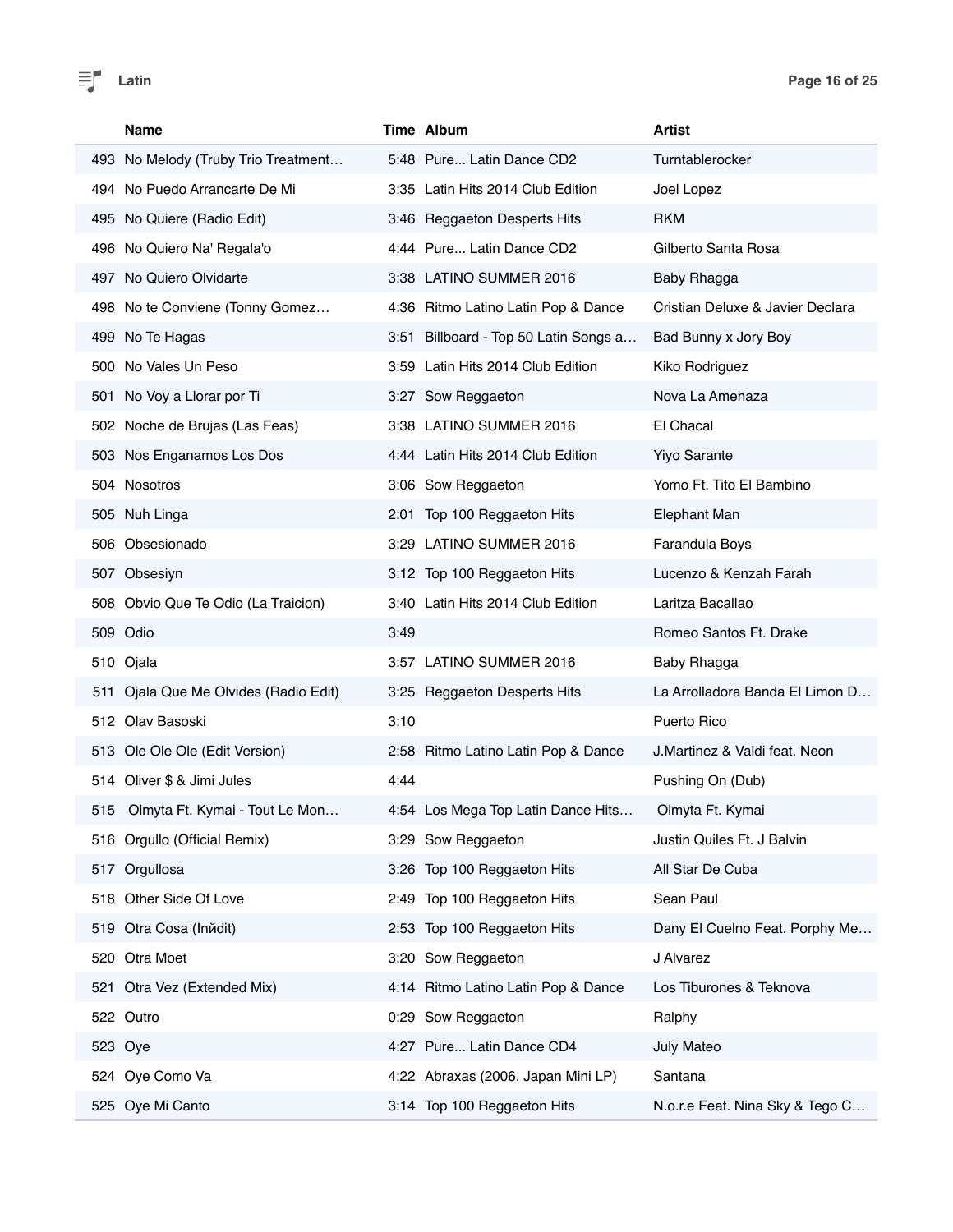| # | Name | Time | Album | Artist |
|---|---|---|---|---|
| 493 | No Melody (Truby Trio Treatment… | 5:48 | Pure... Latin Dance CD2 | Turntablerocker |
| 494 | No Puedo Arrancarte De Mi | 3:35 | Latin Hits 2014 Club Edition | Joel Lopez |
| 495 | No Quiere (Radio Edit) | 3:46 | Reggaeton Desperts Hits | RKM |
| 496 | No Quiero Na' Regala'o | 4:44 | Pure... Latin Dance CD2 | Gilberto Santa Rosa |
| 497 | No Quiero Olvidarte | 3:38 | LATINO SUMMER 2016 | Baby Rhagga |
| 498 | No te Conviene (Tonny Gomez… | 4:36 | Ritmo Latino Latin Pop & Dance | Cristian Deluxe & Javier Declara |
| 499 | No Te Hagas | 3:51 | Billboard - Top 50 Latin Songs a… | Bad Bunny x Jory Boy |
| 500 | No Vales Un Peso | 3:59 | Latin Hits 2014 Club Edition | Kiko Rodriguez |
| 501 | No Voy a Llorar por Ti | 3:27 | Sow Reggaeton | Nova La Amenaza |
| 502 | Noche de Brujas (Las Feas) | 3:38 | LATINO SUMMER 2016 | El Chacal |
| 503 | Nos Enganamos Los Dos | 4:44 | Latin Hits 2014 Club Edition | Yiyo Sarante |
| 504 | Nosotros | 3:06 | Sow Reggaeton | Yomo Ft. Tito El Bambino |
| 505 | Nuh Linga | 2:01 | Top 100 Reggaeton Hits | Elephant Man |
| 506 | Obsesionado | 3:29 | LATINO SUMMER 2016 | Farandula Boys |
| 507 | Obsesiyn | 3:12 | Top 100 Reggaeton Hits | Lucenzo & Kenzah Farah |
| 508 | Obvio Que Te Odio (La Traicion) | 3:40 | Latin Hits 2014 Club Edition | Laritza Bacallao |
| 509 | Odio | 3:49 | | Romeo Santos Ft. Drake |
| 510 | Ojala | 3:57 | LATINO SUMMER 2016 | Baby Rhagga |
| 511 | Ojala Que Me Olvides (Radio Edit) | 3:25 | Reggaeton Desperts Hits | La Arrolladora Banda El Limon D… |
| 512 | Olav Basoski | 3:10 | | Puerto Rico |
| 513 | Ole Ole Ole (Edit Version) | 2:58 | Ritmo Latino Latin Pop & Dance | J.Martinez & Valdi feat. Neon |
| 514 | Oliver $ & Jimi Jules | 4:44 | | Pushing On (Dub) |
| 515 | Olmyta Ft. Kymai - Tout Le Mon… | 4:54 | Los Mega Top Latin Dance Hits… | Olmyta Ft. Kymai |
| 516 | Orgullo (Official Remix) | 3:29 | Sow Reggaeton | Justin Quiles Ft. J Balvin |
| 517 | Orgullosa | 3:26 | Top 100 Reggaeton Hits | All Star De Cuba |
| 518 | Other Side Of Love | 2:49 | Top 100 Reggaeton Hits | Sean Paul |
| 519 | Otra Cosa (Inйdit) | 2:53 | Top 100 Reggaeton Hits | Dany El Cuelno Feat. Porphy Me… |
| 520 | Otra Moet | 3:20 | Sow Reggaeton | J Alvarez |
| 521 | Otra Vez (Extended Mix) | 4:14 | Ritmo Latino Latin Pop & Dance | Los Tiburones & Teknova |
| 522 | Outro | 0:29 | Sow Reggaeton | Ralphy |
| 523 | Oye | 4:27 | Pure... Latin Dance CD4 | July Mateo |
| 524 | Oye Como Va | 4:22 | Abraxas (2006. Japan Mini LP) | Santana |
| 525 | Oye Mi Canto | 3:14 | Top 100 Reggaeton Hits | N.o.r.e Feat. Nina Sky & Tego C… |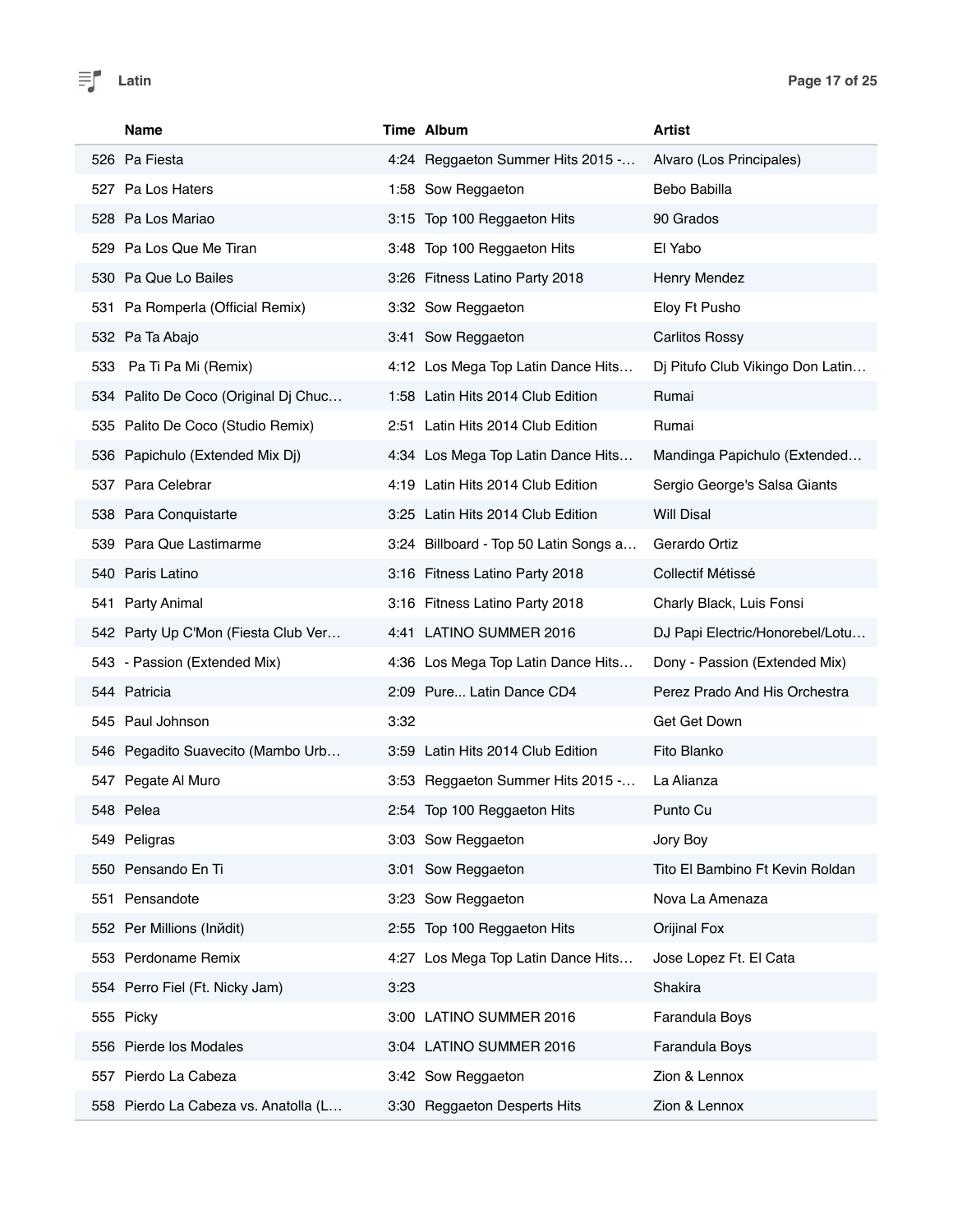|   | Name | Time | Album | Artist |
|---|---|---|---|---|
| 526 | Pa Fiesta | 4:24 | Reggaeton Summer Hits 2015 -… | Alvaro (Los Principales) |
| 527 | Pa Los Haters | 1:58 | Sow Reggaeton | Bebo Babilla |
| 528 | Pa Los Mariao | 3:15 | Top 100 Reggaeton Hits | 90 Grados |
| 529 | Pa Los Que Me Tiran | 3:48 | Top 100 Reggaeton Hits | El Yabo |
| 530 | Pa Que Lo Bailes | 3:26 | Fitness Latino Party 2018 | Henry Mendez |
| 531 | Pa Romperla (Official Remix) | 3:32 | Sow Reggaeton | Eloy Ft Pusho |
| 532 | Pa Ta Abajo | 3:41 | Sow Reggaeton | Carlitos Rossy |
| 533 | Pa Ti Pa Mi (Remix) | 4:12 | Los Mega Top Latin Dance Hits… | Dj Pitufo Club Vikingo Don Latin… |
| 534 | Palito De Coco (Original Dj Chuc… | 1:58 | Latin Hits 2014 Club Edition | Rumai |
| 535 | Palito De Coco (Studio Remix) | 2:51 | Latin Hits 2014 Club Edition | Rumai |
| 536 | Papichulo (Extended Mix Dj) | 4:34 | Los Mega Top Latin Dance Hits… | Mandinga Papichulo (Extended… |
| 537 | Para Celebrar | 4:19 | Latin Hits 2014 Club Edition | Sergio George's Salsa Giants |
| 538 | Para Conquistarte | 3:25 | Latin Hits 2014 Club Edition | Will Disal |
| 539 | Para Que Lastimarme | 3:24 | Billboard - Top 50 Latin Songs a… | Gerardo Ortiz |
| 540 | Paris Latino | 3:16 | Fitness Latino Party 2018 | Collectif Métissé |
| 541 | Party Animal | 3:16 | Fitness Latino Party 2018 | Charly Black, Luis Fonsi |
| 542 | Party Up C'Mon (Fiesta Club Ver… | 4:41 | LATINO SUMMER 2016 | DJ Papi Electric/Honorebel/Lotu… |
| 543 | - Passion (Extended Mix) | 4:36 | Los Mega Top Latin Dance Hits… | Dony - Passion (Extended Mix) |
| 544 | Patricia | 2:09 | Pure... Latin Dance CD4 | Perez Prado And His Orchestra |
| 545 | Paul Johnson | 3:32 | | Get Get Down |
| 546 | Pegadito Suavecito (Mambo Urb… | 3:59 | Latin Hits 2014 Club Edition | Fito Blanko |
| 547 | Pegate Al Muro | 3:53 | Reggaeton Summer Hits 2015 -… | La Alianza |
| 548 | Pelea | 2:54 | Top 100 Reggaeton Hits | Punto Cu |
| 549 | Peligras | 3:03 | Sow Reggaeton | Jory Boy |
| 550 | Pensando En Ti | 3:01 | Sow Reggaeton | Tito El Bambino Ft Kevin Roldan |
| 551 | Pensandote | 3:23 | Sow Reggaeton | Nova La Amenaza |
| 552 | Per Millions (Inйdit) | 2:55 | Top 100 Reggaeton Hits | Orijinal Fox |
| 553 | Perdoname Remix | 4:27 | Los Mega Top Latin Dance Hits… | Jose Lopez Ft. El Cata |
| 554 | Perro Fiel (Ft. Nicky Jam) | 3:23 | | Shakira |
| 555 | Picky | 3:00 | LATINO SUMMER 2016 | Farandula Boys |
| 556 | Pierde los Modales | 3:04 | LATINO SUMMER 2016 | Farandula Boys |
| 557 | Pierdo La Cabeza | 3:42 | Sow Reggaeton | Zion & Lennox |
| 558 | Pierdo La Cabeza vs. Anatolla (L… | 3:30 | Reggaeton Desperts Hits | Zion & Lennox |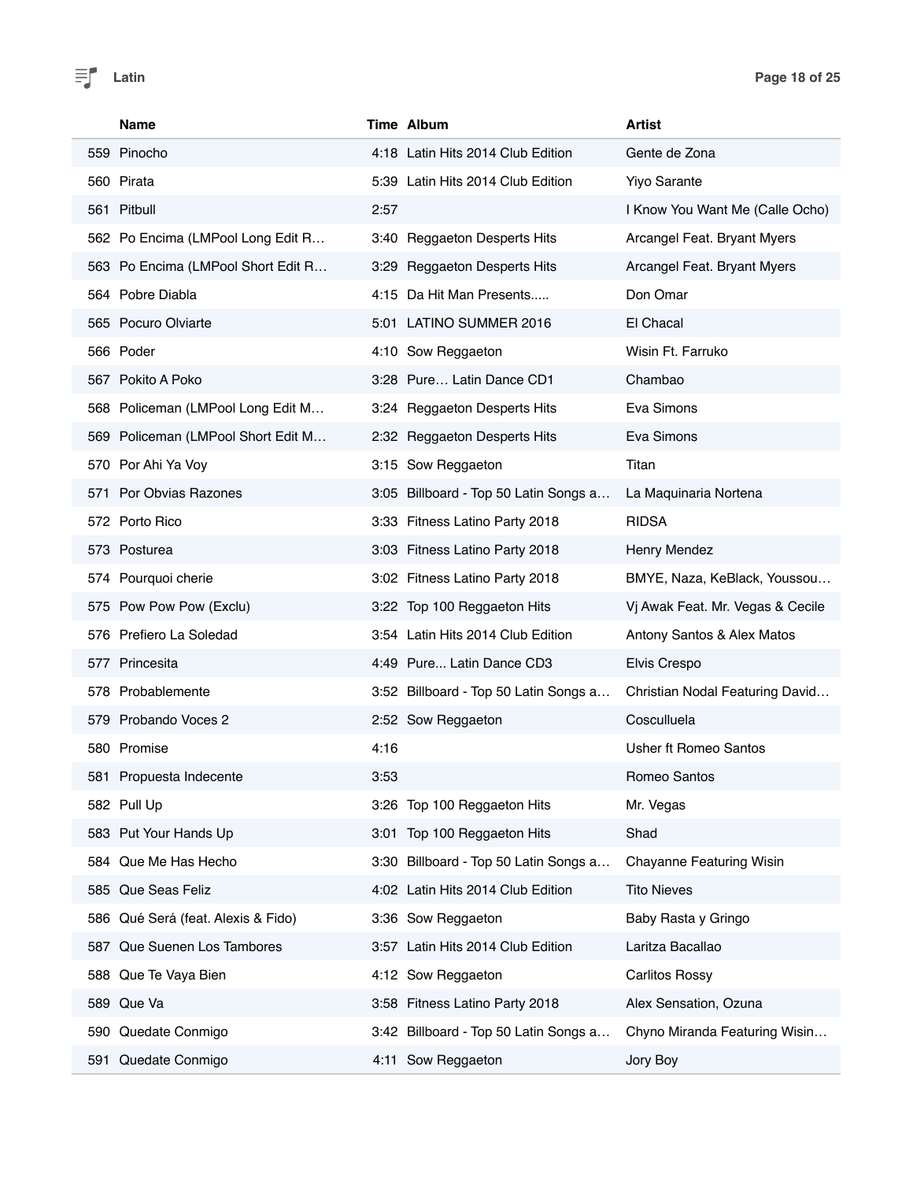| | Name | Time | Album | Artist |
|---|---|---|---|---|
| 559 | Pinocho | 4:18 | Latin Hits 2014 Club Edition | Gente de Zona |
| 560 | Pirata | 5:39 | Latin Hits 2014 Club Edition | Yiyo Sarante |
| 561 | Pitbull | 2:57 | | I Know You Want Me (Calle Ocho) |
| 562 | Po Encima (LMPool Long Edit R… | 3:40 | Reggaeton Desperts Hits | Arcangel Feat. Bryant Myers |
| 563 | Po Encima (LMPool Short Edit R… | 3:29 | Reggaeton Desperts Hits | Arcangel Feat. Bryant Myers |
| 564 | Pobre Diabla | 4:15 | Da Hit Man Presents..... | Don Omar |
| 565 | Pocuro Olviarte | 5:01 | LATINO SUMMER 2016 | El Chacal |
| 566 | Poder | 4:10 | Sow Reggaeton | Wisin Ft. Farruko |
| 567 | Pokito A Poko | 3:28 | Pure… Latin Dance CD1 | Chambao |
| 568 | Policeman (LMPool Long Edit M… | 3:24 | Reggaeton Desperts Hits | Eva Simons |
| 569 | Policeman (LMPool Short Edit M… | 2:32 | Reggaeton Desperts Hits | Eva Simons |
| 570 | Por Ahi Ya Voy | 3:15 | Sow Reggaeton | Titan |
| 571 | Por Obvias Razones | 3:05 | Billboard - Top 50 Latin Songs a… | La Maquinaria Nortena |
| 572 | Porto Rico | 3:33 | Fitness Latino Party 2018 | RIDSA |
| 573 | Posturea | 3:03 | Fitness Latino Party 2018 | Henry Mendez |
| 574 | Pourquoi cherie | 3:02 | Fitness Latino Party 2018 | BMYE, Naza, KeBlack, Youssou… |
| 575 | Pow Pow Pow (Exclu) | 3:22 | Top 100 Reggaeton Hits | Vj Awak Feat. Mr. Vegas & Cecile |
| 576 | Prefiero La Soledad | 3:54 | Latin Hits 2014 Club Edition | Antony Santos & Alex Matos |
| 577 | Princesita | 4:49 | Pure... Latin Dance CD3 | Elvis Crespo |
| 578 | Probablemente | 3:52 | Billboard - Top 50 Latin Songs a… | Christian Nodal Featuring David… |
| 579 | Probando Voces 2 | 2:52 | Sow Reggaeton | Cosculluela |
| 580 | Promise | 4:16 | | Usher ft Romeo Santos |
| 581 | Propuesta Indecente | 3:53 | | Romeo Santos |
| 582 | Pull Up | 3:26 | Top 100 Reggaeton Hits | Mr. Vegas |
| 583 | Put Your Hands Up | 3:01 | Top 100 Reggaeton Hits | Shad |
| 584 | Que Me Has Hecho | 3:30 | Billboard - Top 50 Latin Songs a… | Chayanne Featuring Wisin |
| 585 | Que Seas Feliz | 4:02 | Latin Hits 2014 Club Edition | Tito Nieves |
| 586 | Qué Será (feat. Alexis & Fido) | 3:36 | Sow Reggaeton | Baby Rasta y Gringo |
| 587 | Que Suenen Los Tambores | 3:57 | Latin Hits 2014 Club Edition | Laritza Bacallao |
| 588 | Que Te Vaya Bien | 4:12 | Sow Reggaeton | Carlitos Rossy |
| 589 | Que Va | 3:58 | Fitness Latino Party 2018 | Alex Sensation, Ozuna |
| 590 | Quedate Conmigo | 3:42 | Billboard - Top 50 Latin Songs a… | Chyno Miranda Featuring Wisin… |
| 591 | Quedate Conmigo | 4:11 | Sow Reggaeton | Jory Boy |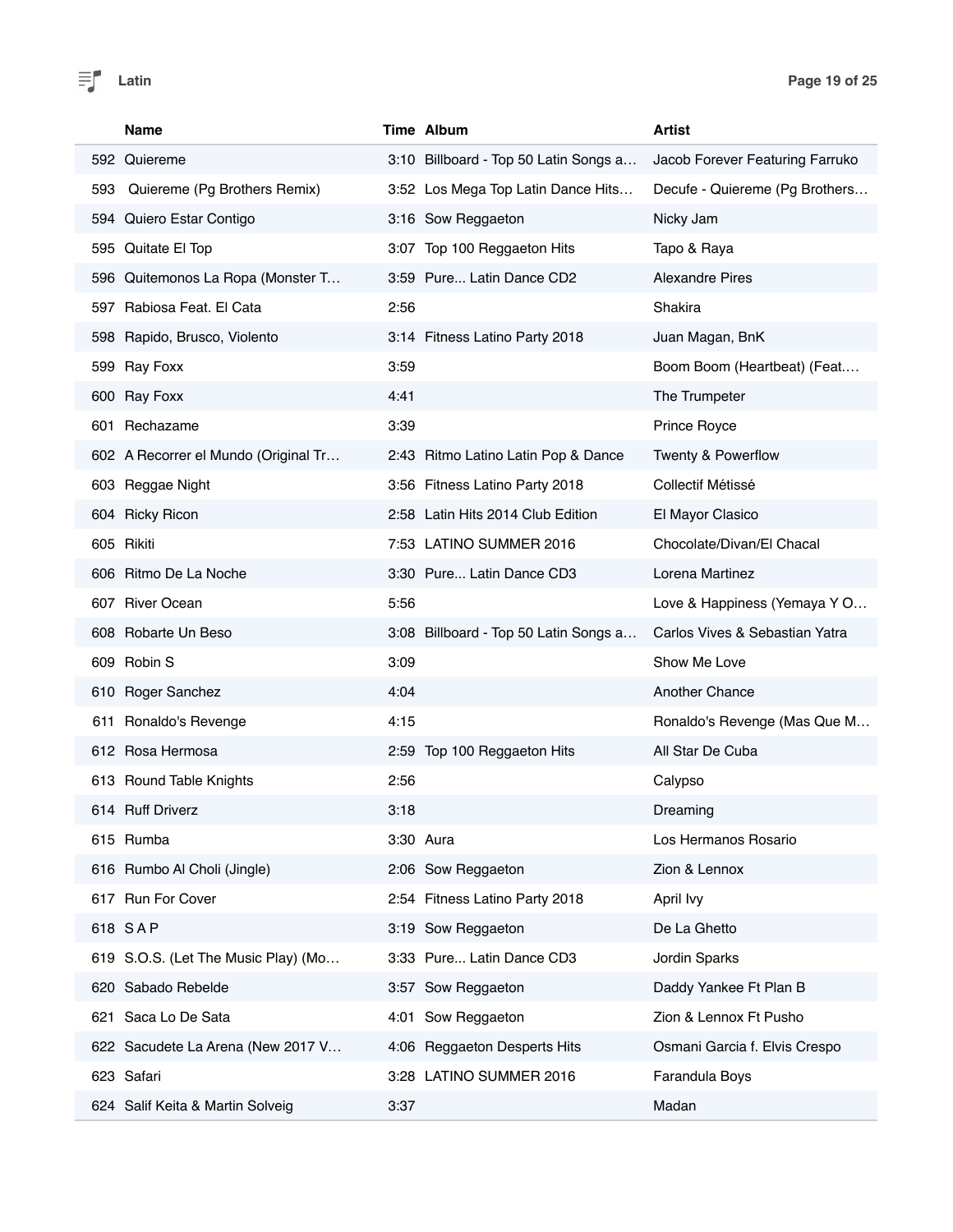| | Name | Time | Album | Artist |
|---|---|---|---|---|
| 592 | Quiereme | 3:10 | Billboard - Top 50 Latin Songs a… | Jacob Forever Featuring Farruko |
| 593 | Quiereme (Pg Brothers Remix) | 3:52 | Los Mega Top Latin Dance Hits… | Decufe - Quiereme (Pg Brothers… |
| 594 | Quiero Estar Contigo | 3:16 | Sow Reggaeton | Nicky Jam |
| 595 | Quitate El Top | 3:07 | Top 100 Reggaeton Hits | Tapo & Raya |
| 596 | Quitemonos La Ropa (Monster T… | 3:59 | Pure... Latin Dance CD2 | Alexandre Pires |
| 597 | Rabiosa Feat. El Cata | 2:56 | | Shakira |
| 598 | Rapido, Brusco, Violento | 3:14 | Fitness Latino Party 2018 | Juan Magan, BnK |
| 599 | Ray Foxx | 3:59 | | Boom Boom (Heartbeat) (Feat.… |
| 600 | Ray Foxx | 4:41 | | The Trumpeter |
| 601 | Rechazame | 3:39 | | Prince Royce |
| 602 | A Recorrer el Mundo (Original Tr… | 2:43 | Ritmo Latino Latin Pop & Dance | Twenty & Powerflow |
| 603 | Reggae Night | 3:56 | Fitness Latino Party 2018 | Collectif Métissé |
| 604 | Ricky Ricon | 2:58 | Latin Hits 2014 Club Edition | El Mayor Clasico |
| 605 | Rikiti | 7:53 | LATINO SUMMER 2016 | Chocolate/Divan/El Chacal |
| 606 | Ritmo De La Noche | 3:30 | Pure... Latin Dance CD3 | Lorena Martinez |
| 607 | River Ocean | 5:56 | | Love & Happiness (Yemaya Y O… |
| 608 | Robarte Un Beso | 3:08 | Billboard - Top 50 Latin Songs a… | Carlos Vives & Sebastian Yatra |
| 609 | Robin S | 3:09 | | Show Me Love |
| 610 | Roger Sanchez | 4:04 | | Another Chance |
| 611 | Ronaldo's Revenge | 4:15 | | Ronaldo's Revenge (Mas Que M… |
| 612 | Rosa Hermosa | 2:59 | Top 100 Reggaeton Hits | All Star De Cuba |
| 613 | Round Table Knights | 2:56 | | Calypso |
| 614 | Ruff Driverz | 3:18 | | Dreaming |
| 615 | Rumba | 3:30 | Aura | Los Hermanos Rosario |
| 616 | Rumbo Al Choli (Jingle) | 2:06 | Sow Reggaeton | Zion & Lennox |
| 617 | Run For Cover | 2:54 | Fitness Latino Party 2018 | April Ivy |
| 618 | S A P | 3:19 | Sow Reggaeton | De La Ghetto |
| 619 | S.O.S. (Let The Music Play) (Mo… | 3:33 | Pure... Latin Dance CD3 | Jordin Sparks |
| 620 | Sabado Rebelde | 3:57 | Sow Reggaeton | Daddy Yankee Ft Plan B |
| 621 | Saca Lo De Sata | 4:01 | Sow Reggaeton | Zion & Lennox Ft Pusho |
| 622 | Sacudete La Arena (New 2017 V… | 4:06 | Reggaeton Desperts Hits | Osmani Garcia f. Elvis Crespo |
| 623 | Safari | 3:28 | LATINO SUMMER 2016 | Farandula Boys |
| 624 | Salif Keita & Martin Solveig | 3:37 | | Madan |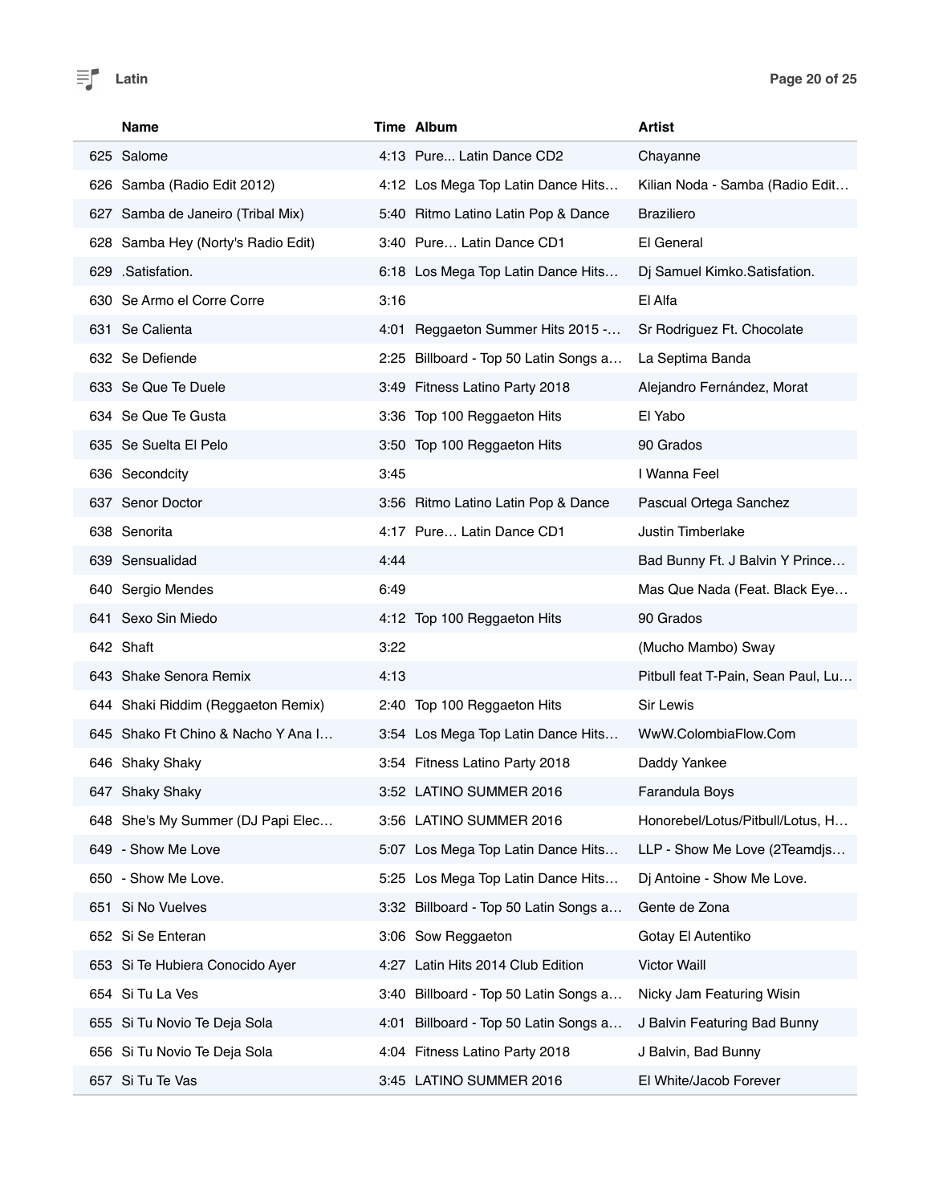| | Name | Time | Album | Artist |
|---|---|---|---|---|
| 625 | Salome | 4:13 | Pure... Latin Dance CD2 | Chayanne |
| 626 | Samba (Radio Edit 2012) | 4:12 | Los Mega Top Latin Dance Hits… | Kilian Noda - Samba (Radio Edit… |
| 627 | Samba de Janeiro (Tribal Mix) | 5:40 | Ritmo Latino Latin Pop & Dance | Braziliero |
| 628 | Samba Hey (Norty's Radio Edit) | 3:40 | Pure… Latin Dance CD1 | El General |
| 629 | .Satisfation. | 6:18 | Los Mega Top Latin Dance Hits… | Dj Samuel Kimko.Satisfation. |
| 630 | Se Armo el Corre Corre | 3:16 | | El Alfa |
| 631 | Se Calienta | 4:01 | Reggaeton Summer Hits 2015 -… | Sr Rodriguez Ft. Chocolate |
| 632 | Se Defiende | 2:25 | Billboard - Top 50 Latin Songs a… | La Septima Banda |
| 633 | Se Que Te Duele | 3:49 | Fitness Latino Party 2018 | Alejandro Fernández, Morat |
| 634 | Se Que Te Gusta | 3:36 | Top 100 Reggaeton Hits | El Yabo |
| 635 | Se Suelta El Pelo | 3:50 | Top 100 Reggaeton Hits | 90 Grados |
| 636 | Secondcity | 3:45 | | I Wanna Feel |
| 637 | Senor Doctor | 3:56 | Ritmo Latino Latin Pop & Dance | Pascual Ortega Sanchez |
| 638 | Senorita | 4:17 | Pure… Latin Dance CD1 | Justin Timberlake |
| 639 | Sensualidad | 4:44 | | Bad Bunny Ft. J Balvin Y Prince… |
| 640 | Sergio Mendes | 6:49 | | Mas Que Nada (Feat. Black Eye… |
| 641 | Sexo Sin Miedo | 4:12 | Top 100 Reggaeton Hits | 90 Grados |
| 642 | Shaft | 3:22 | | (Mucho Mambo) Sway |
| 643 | Shake Senora Remix | 4:13 | | Pitbull feat T-Pain, Sean Paul, Lu… |
| 644 | Shaki Riddim (Reggaeton Remix) | 2:40 | Top 100 Reggaeton Hits | Sir Lewis |
| 645 | Shako Ft Chino & Nacho Y Ana I… | 3:54 | Los Mega Top Latin Dance Hits… | WwW.ColombiaFlow.Com |
| 646 | Shaky Shaky | 3:54 | Fitness Latino Party 2018 | Daddy Yankee |
| 647 | Shaky Shaky | 3:52 | LATINO SUMMER 2016 | Farandula Boys |
| 648 | She's My Summer (DJ Papi Elec… | 3:56 | LATINO SUMMER 2016 | Honorebel/Lotus/Pitbull/Lotus, H… |
| 649 | - Show Me Love | 5:07 | Los Mega Top Latin Dance Hits… | LLP - Show Me Love (2Teamdjs… |
| 650 | - Show Me Love. | 5:25 | Los Mega Top Latin Dance Hits… | Dj Antoine - Show Me Love. |
| 651 | Si No Vuelves | 3:32 | Billboard - Top 50 Latin Songs a… | Gente de Zona |
| 652 | Si Se Enteran | 3:06 | Sow Reggaeton | Gotay El Autentiko |
| 653 | Si Te Hubiera Conocido Ayer | 4:27 | Latin Hits 2014 Club Edition | Victor Waill |
| 654 | Si Tu La Ves | 3:40 | Billboard - Top 50 Latin Songs a… | Nicky Jam Featuring Wisin |
| 655 | Si Tu Novio Te Deja Sola | 4:01 | Billboard - Top 50 Latin Songs a… | J Balvin Featuring Bad Bunny |
| 656 | Si Tu Novio Te Deja Sola | 4:04 | Fitness Latino Party 2018 | J Balvin, Bad Bunny |
| 657 | Si Tu Te Vas | 3:45 | LATINO SUMMER 2016 | El White/Jacob Forever |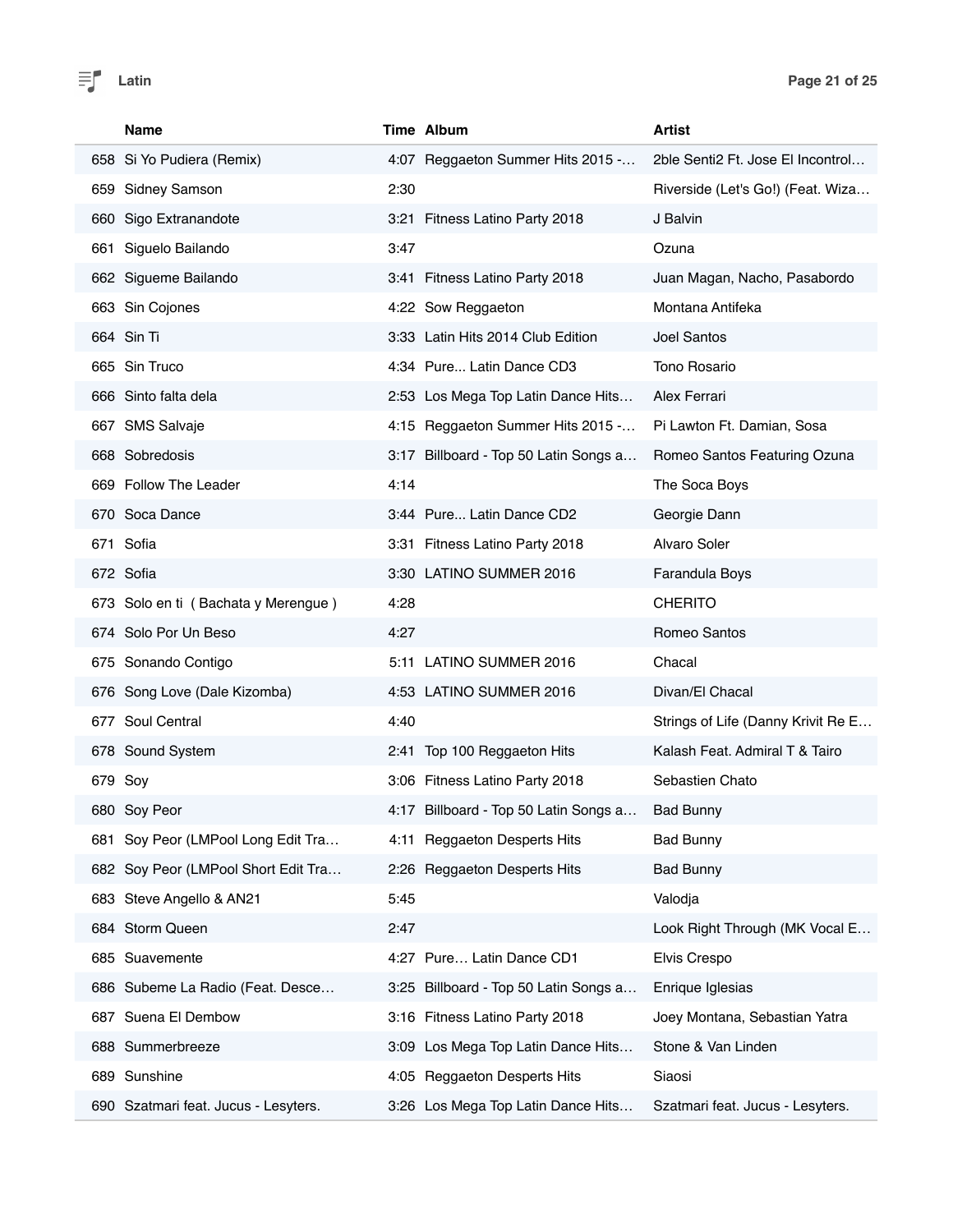# Latin

| | Name | Time | Album | Artist |
|---|---|---|---|---|
| 658 | Si Yo Pudiera (Remix) | 4:07 | Reggaeton Summer Hits 2015 -… | 2ble Senti2 Ft. Jose El Incontrol… |
| 659 | Sidney Samson | 2:30 | | Riverside (Let's Go!) (Feat. Wiza… |
| 660 | Sigo Extranandote | 3:21 | Fitness Latino Party 2018 | J Balvin |
| 661 | Siguelo Bailando | 3:47 | | Ozuna |
| 662 | Sigueme Bailando | 3:41 | Fitness Latino Party 2018 | Juan Magan, Nacho, Pasabordo |
| 663 | Sin Cojones | 4:22 | Sow Reggaeton | Montana Antifeka |
| 664 | Sin Ti | 3:33 | Latin Hits 2014 Club Edition | Joel Santos |
| 665 | Sin Truco | 4:34 | Pure... Latin Dance CD3 | Tono Rosario |
| 666 | Sinto falta dela | 2:53 | Los Mega Top Latin Dance Hits… | Alex Ferrari |
| 667 | SMS Salvaje | 4:15 | Reggaeton Summer Hits 2015 -… | Pi Lawton Ft. Damian, Sosa |
| 668 | Sobredosis | 3:17 | Billboard - Top 50 Latin Songs a… | Romeo Santos Featuring Ozuna |
| 669 | Follow The Leader | 4:14 | | The Soca Boys |
| 670 | Soca Dance | 3:44 | Pure... Latin Dance CD2 | Georgie Dann |
| 671 | Sofia | 3:31 | Fitness Latino Party 2018 | Alvaro Soler |
| 672 | Sofia | 3:30 | LATINO SUMMER 2016 | Farandula Boys |
| 673 | Solo en ti ( Bachata y Merengue ) | 4:28 | | CHERITO |
| 674 | Solo Por Un Beso | 4:27 | | Romeo Santos |
| 675 | Sonando Contigo | 5:11 | LATINO SUMMER 2016 | Chacal |
| 676 | Song Love (Dale Kizomba) | 4:53 | LATINO SUMMER 2016 | Divan/El Chacal |
| 677 | Soul Central | 4:40 | | Strings of Life (Danny Krivit Re E… |
| 678 | Sound System | 2:41 | Top 100 Reggaeton Hits | Kalash Feat. Admiral T & Tairo |
| 679 | Soy | 3:06 | Fitness Latino Party 2018 | Sebastien Chato |
| 680 | Soy Peor | 4:17 | Billboard - Top 50 Latin Songs a… | Bad Bunny |
| 681 | Soy Peor (LMPool Long Edit Tra… | 4:11 | Reggaeton Desperts Hits | Bad Bunny |
| 682 | Soy Peor (LMPool Short Edit Tra… | 2:26 | Reggaeton Desperts Hits | Bad Bunny |
| 683 | Steve Angello & AN21 | 5:45 | | Valodja |
| 684 | Storm Queen | 2:47 | | Look Right Through (MK Vocal E… |
| 685 | Suavemente | 4:27 | Pure… Latin Dance CD1 | Elvis Crespo |
| 686 | Subeme La Radio (Feat. Desce… | 3:25 | Billboard - Top 50 Latin Songs a… | Enrique Iglesias |
| 687 | Suena El Dembow | 3:16 | Fitness Latino Party 2018 | Joey Montana, Sebastian Yatra |
| 688 | Summerbreeze | 3:09 | Los Mega Top Latin Dance Hits… | Stone & Van Linden |
| 689 | Sunshine | 4:05 | Reggaeton Desperts Hits | Siaosi |
| 690 | Szatmari feat. Jucus - Lesyters. | 3:26 | Los Mega Top Latin Dance Hits… | Szatmari feat. Jucus - Lesyters. |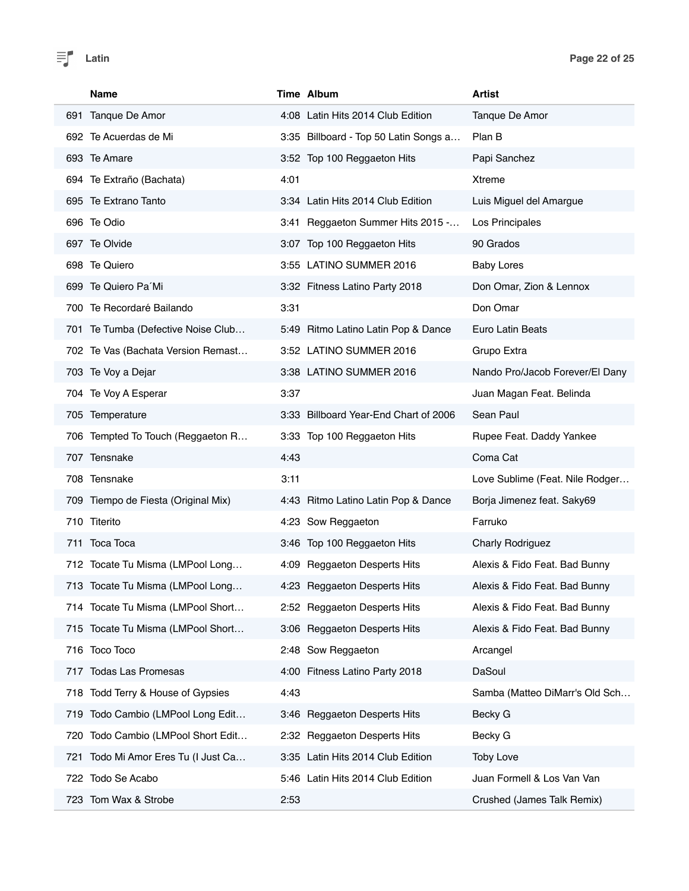|  | Name | Time | Album | Artist |
|---|---|---|---|---|
| 691 | Tanque De Amor | 4:08 | Latin Hits 2014 Club Edition | Tanque De Amor |
| 692 | Te Acuerdas de Mi | 3:35 | Billboard - Top 50 Latin Songs a… | Plan B |
| 693 | Te Amare | 3:52 | Top 100 Reggaeton Hits | Papi Sanchez |
| 694 | Te Extraño (Bachata) | 4:01 |  | Xtreme |
| 695 | Te Extrano Tanto | 3:34 | Latin Hits 2014 Club Edition | Luis Miguel del Amargue |
| 696 | Te Odio | 3:41 | Reggaeton Summer Hits 2015 -… | Los Principales |
| 697 | Te Olvide | 3:07 | Top 100 Reggaeton Hits | 90 Grados |
| 698 | Te Quiero | 3:55 | LATINO SUMMER 2016 | Baby Lores |
| 699 | Te Quiero Pa´Mi | 3:32 | Fitness Latino Party 2018 | Don Omar, Zion & Lennox |
| 700 | Te Recordaré Bailando | 3:31 |  | Don Omar |
| 701 | Te Tumba (Defective Noise Club… | 5:49 | Ritmo Latino Latin Pop & Dance | Euro Latin Beats |
| 702 | Te Vas (Bachata Version Remast… | 3:52 | LATINO SUMMER 2016 | Grupo Extra |
| 703 | Te Voy a Dejar | 3:38 | LATINO SUMMER 2016 | Nando Pro/Jacob Forever/El Dany |
| 704 | Te Voy A Esperar | 3:37 |  | Juan Magan Feat. Belinda |
| 705 | Temperature | 3:33 | Billboard Year-End Chart of 2006 | Sean Paul |
| 706 | Tempted To Touch (Reggaeton R… | 3:33 | Top 100 Reggaeton Hits | Rupee Feat. Daddy Yankee |
| 707 | Tensnake | 4:43 |  | Coma Cat |
| 708 | Tensnake | 3:11 |  | Love Sublime (Feat. Nile Rodger… |
| 709 | Tiempo de Fiesta (Original Mix) | 4:43 | Ritmo Latino Latin Pop & Dance | Borja Jimenez feat. Saky69 |
| 710 | Titerito | 4:23 | Sow Reggaeton | Farruko |
| 711 | Toca Toca | 3:46 | Top 100 Reggaeton Hits | Charly Rodriguez |
| 712 | Tocate Tu Misma (LMPool Long… | 4:09 | Reggaeton Desperts Hits | Alexis & Fido Feat. Bad Bunny |
| 713 | Tocate Tu Misma (LMPool Long… | 4:23 | Reggaeton Desperts Hits | Alexis & Fido Feat. Bad Bunny |
| 714 | Tocate Tu Misma (LMPool Short… | 2:52 | Reggaeton Desperts Hits | Alexis & Fido Feat. Bad Bunny |
| 715 | Tocate Tu Misma (LMPool Short… | 3:06 | Reggaeton Desperts Hits | Alexis & Fido Feat. Bad Bunny |
| 716 | Toco Toco | 2:48 | Sow Reggaeton | Arcangel |
| 717 | Todas Las Promesas | 4:00 | Fitness Latino Party 2018 | DaSoul |
| 718 | Todd Terry & House of Gypsies | 4:43 |  | Samba (Matteo DiMarr's Old Sch… |
| 719 | Todo Cambio (LMPool Long Edit… | 3:46 | Reggaeton Desperts Hits | Becky G |
| 720 | Todo Cambio (LMPool Short Edit… | 2:32 | Reggaeton Desperts Hits | Becky G |
| 721 | Todo Mi Amor Eres Tu (I Just Ca… | 3:35 | Latin Hits 2014 Club Edition | Toby Love |
| 722 | Todo Se Acabo | 5:46 | Latin Hits 2014 Club Edition | Juan Formell & Los Van Van |
| 723 | Tom Wax & Strobe | 2:53 |  | Crushed (James Talk Remix) |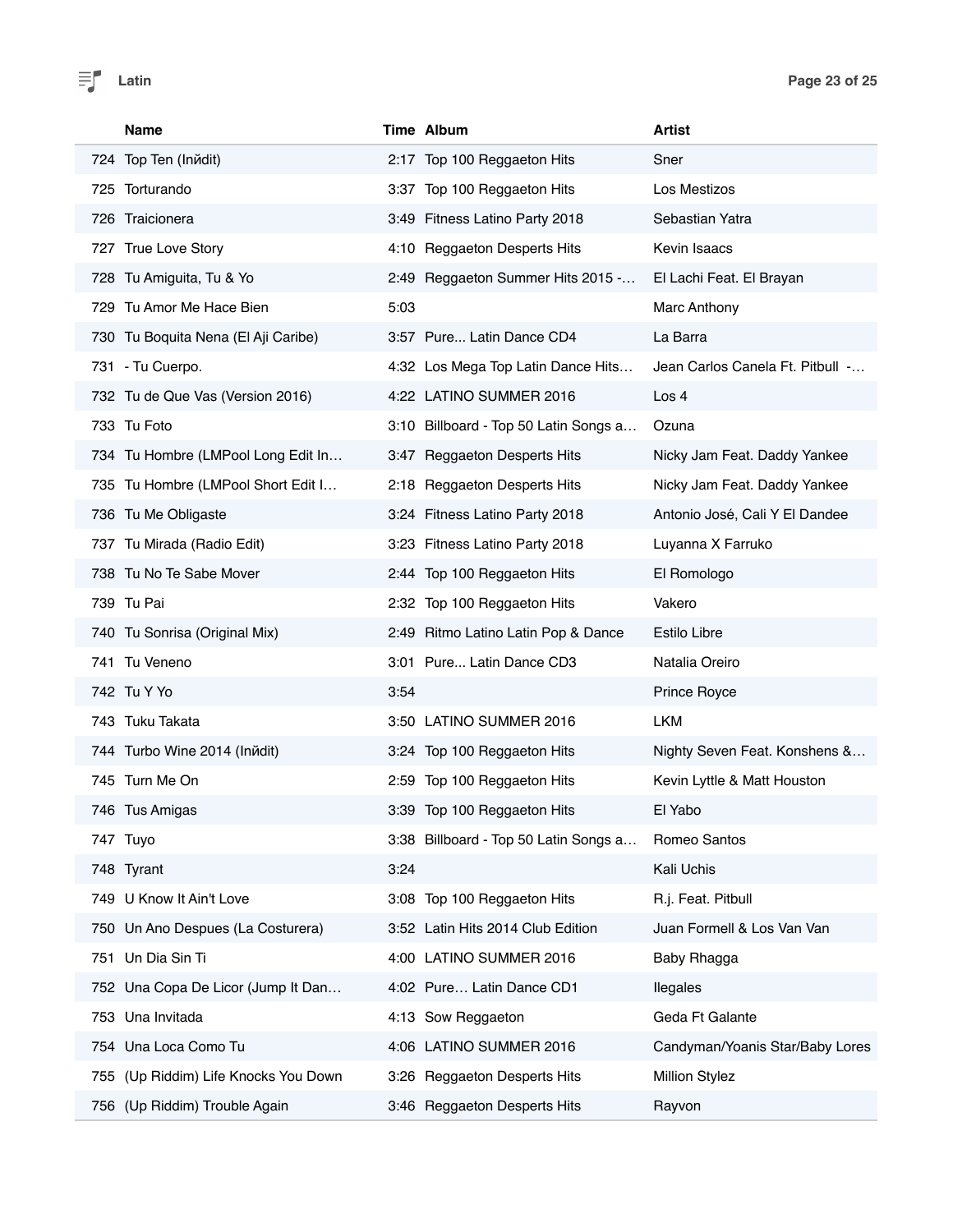| | Name | Time | Album | Artist |
|---|---|---|---|---|
| 724 | Top Ten (Inйdit) | 2:17 | Top 100 Reggaeton Hits | Sner |
| 725 | Torturando | 3:37 | Top 100 Reggaeton Hits | Los Mestizos |
| 726 | Traicionera | 3:49 | Fitness Latino Party 2018 | Sebastian Yatra |
| 727 | True Love Story | 4:10 | Reggaeton Desperts Hits | Kevin Isaacs |
| 728 | Tu Amiguita, Tu & Yo | 2:49 | Reggaeton Summer Hits 2015 -… | El Lachi Feat. El Brayan |
| 729 | Tu Amor Me Hace Bien | 5:03 | | Marc Anthony |
| 730 | Tu Boquita Nena (El Aji Caribe) | 3:57 | Pure... Latin Dance CD4 | La Barra |
| 731 | - Tu Cuerpo. | 4:32 | Los Mega Top Latin Dance Hits… | Jean Carlos Canela Ft. Pitbull -… |
| 732 | Tu de Que Vas (Version 2016) | 4:22 | LATINO SUMMER 2016 | Los 4 |
| 733 | Tu Foto | 3:10 | Billboard - Top 50 Latin Songs a… | Ozuna |
| 734 | Tu Hombre (LMPool Long Edit In… | 3:47 | Reggaeton Desperts Hits | Nicky Jam Feat. Daddy Yankee |
| 735 | Tu Hombre (LMPool Short Edit I… | 2:18 | Reggaeton Desperts Hits | Nicky Jam Feat. Daddy Yankee |
| 736 | Tu Me Obligaste | 3:24 | Fitness Latino Party 2018 | Antonio José, Cali Y El Dandee |
| 737 | Tu Mirada (Radio Edit) | 3:23 | Fitness Latino Party 2018 | Luyanna X Farruko |
| 738 | Tu No Te Sabe Mover | 2:44 | Top 100 Reggaeton Hits | El Romologo |
| 739 | Tu Pai | 2:32 | Top 100 Reggaeton Hits | Vakero |
| 740 | Tu Sonrisa (Original Mix) | 2:49 | Ritmo Latino Latin Pop & Dance | Estilo Libre |
| 741 | Tu Veneno | 3:01 | Pure... Latin Dance CD3 | Natalia Oreiro |
| 742 | Tu Y Yo | 3:54 | | Prince Royce |
| 743 | Tuku Takata | 3:50 | LATINO SUMMER 2016 | LKM |
| 744 | Turbo Wine 2014 (Inйdit) | 3:24 | Top 100 Reggaeton Hits | Nighty Seven Feat. Konshens &… |
| 745 | Turn Me On | 2:59 | Top 100 Reggaeton Hits | Kevin Lyttle & Matt Houston |
| 746 | Tus Amigas | 3:39 | Top 100 Reggaeton Hits | El Yabo |
| 747 | Tuyo | 3:38 | Billboard - Top 50 Latin Songs a… | Romeo Santos |
| 748 | Tyrant | 3:24 | | Kali Uchis |
| 749 | U Know It Ain't Love | 3:08 | Top 100 Reggaeton Hits | R.j. Feat. Pitbull |
| 750 | Un Ano Despues (La Costurera) | 3:52 | Latin Hits 2014 Club Edition | Juan Formell & Los Van Van |
| 751 | Un Dia Sin Ti | 4:00 | LATINO SUMMER 2016 | Baby Rhagga |
| 752 | Una Copa De Licor (Jump It Dan… | 4:02 | Pure… Latin Dance CD1 | Ilegales |
| 753 | Una Invitada | 4:13 | Sow Reggaeton | Geda Ft Galante |
| 754 | Una Loca Como Tu | 4:06 | LATINO SUMMER 2016 | Candyman/Yoanis Star/Baby Lores |
| 755 | (Up Riddim) Life Knocks You Down | 3:26 | Reggaeton Desperts Hits | Million Stylez |
| 756 | (Up Riddim) Trouble Again | 3:46 | Reggaeton Desperts Hits | Rayvon |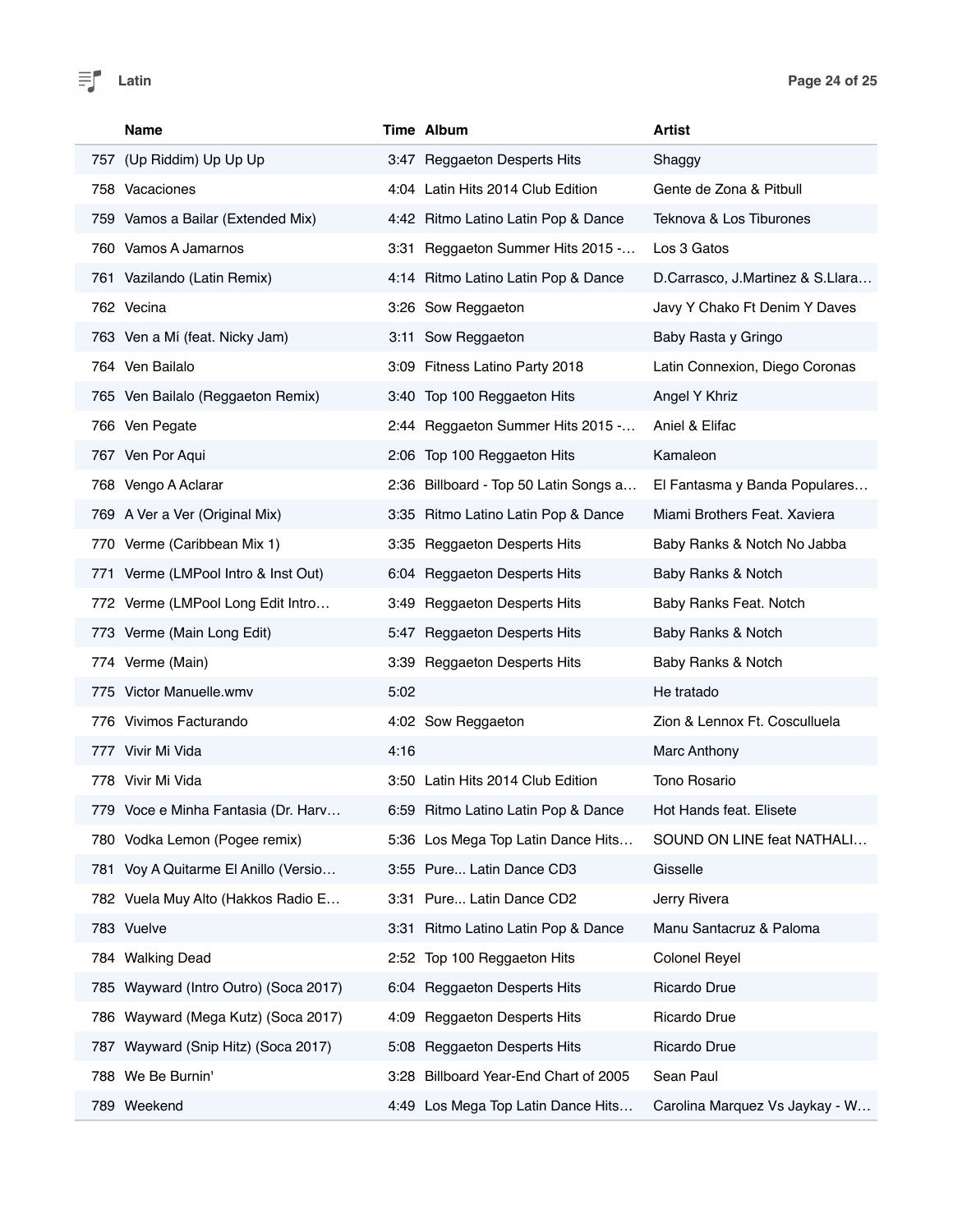Latin

| | Name | Time | Album | Artist |
|---|---|---|---|---|
| 757 | (Up Riddim) Up Up Up | 3:47 | Reggaeton Desperts Hits | Shaggy |
| 758 | Vacaciones | 4:04 | Latin Hits 2014 Club Edition | Gente de Zona & Pitbull |
| 759 | Vamos a Bailar (Extended Mix) | 4:42 | Ritmo Latino Latin Pop & Dance | Teknova & Los Tiburones |
| 760 | Vamos A Jamarnos | 3:31 | Reggaeton Summer Hits 2015 -… | Los 3 Gatos |
| 761 | Vazilando (Latin Remix) | 4:14 | Ritmo Latino Latin Pop & Dance | D.Carrasco, J.Martinez & S.Llara… |
| 762 | Vecina | 3:26 | Sow Reggaeton | Javy Y Chako Ft Denim Y Daves |
| 763 | Ven a Mí (feat. Nicky Jam) | 3:11 | Sow Reggaeton | Baby Rasta y Gringo |
| 764 | Ven Bailalo | 3:09 | Fitness Latino Party 2018 | Latin Connexion, Diego Coronas |
| 765 | Ven Bailalo (Reggaeton Remix) | 3:40 | Top 100 Reggaeton Hits | Angel Y Khriz |
| 766 | Ven Pegate | 2:44 | Reggaeton Summer Hits 2015 -… | Aniel & Elifac |
| 767 | Ven Por Aqui | 2:06 | Top 100 Reggaeton Hits | Kamaleon |
| 768 | Vengo A Aclarar | 2:36 | Billboard - Top 50 Latin Songs a… | El Fantasma y Banda Populares… |
| 769 | A Ver a Ver (Original Mix) | 3:35 | Ritmo Latino Latin Pop & Dance | Miami Brothers Feat. Xaviera |
| 770 | Verme (Caribbean Mix 1) | 3:35 | Reggaeton Desperts Hits | Baby Ranks & Notch No Jabba |
| 771 | Verme (LMPool Intro & Inst Out) | 6:04 | Reggaeton Desperts Hits | Baby Ranks & Notch |
| 772 | Verme (LMPool Long Edit Intro… | 3:49 | Reggaeton Desperts Hits | Baby Ranks Feat. Notch |
| 773 | Verme (Main Long Edit) | 5:47 | Reggaeton Desperts Hits | Baby Ranks & Notch |
| 774 | Verme (Main) | 3:39 | Reggaeton Desperts Hits | Baby Ranks & Notch |
| 775 | Victor Manuelle.wmv | 5:02 | | He tratado |
| 776 | Vivimos Facturando | 4:02 | Sow Reggaeton | Zion & Lennox Ft. Cosculluela |
| 777 | Vivir Mi Vida | 4:16 | | Marc Anthony |
| 778 | Vivir Mi Vida | 3:50 | Latin Hits 2014 Club Edition | Tono Rosario |
| 779 | Voce e Minha Fantasia (Dr. Harv… | 6:59 | Ritmo Latino Latin Pop & Dance | Hot Hands feat. Elisete |
| 780 | Vodka Lemon (Pogee remix) | 5:36 | Los Mega Top Latin Dance Hits… | SOUND ON LINE feat NATHALI… |
| 781 | Voy A Quitarme El Anillo (Versio… | 3:55 | Pure... Latin Dance CD3 | Gisselle |
| 782 | Vuela Muy Alto (Hakkos Radio E… | 3:31 | Pure... Latin Dance CD2 | Jerry Rivera |
| 783 | Vuelve | 3:31 | Ritmo Latino Latin Pop & Dance | Manu Santacruz & Paloma |
| 784 | Walking Dead | 2:52 | Top 100 Reggaeton Hits | Colonel Reyel |
| 785 | Wayward (Intro Outro) (Soca 2017) | 6:04 | Reggaeton Desperts Hits | Ricardo Drue |
| 786 | Wayward (Mega Kutz) (Soca 2017) | 4:09 | Reggaeton Desperts Hits | Ricardo Drue |
| 787 | Wayward (Snip Hitz) (Soca 2017) | 5:08 | Reggaeton Desperts Hits | Ricardo Drue |
| 788 | We Be Burnin' | 3:28 | Billboard Year-End Chart of 2005 | Sean Paul |
| 789 | Weekend | 4:49 | Los Mega Top Latin Dance Hits… | Carolina Marquez Vs Jaykay - W… |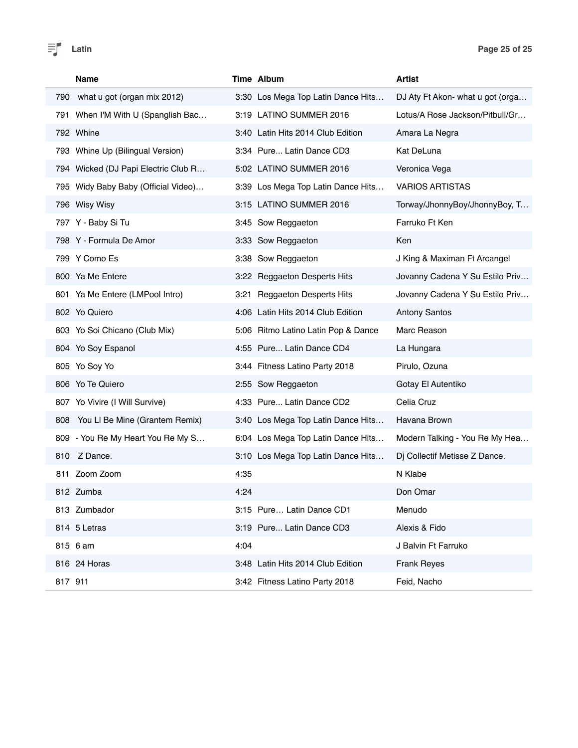| | Name | Time | Album | Artist |
|---|---|---|---|---|
| 790 | what u got (organ mix 2012) | 3:30 | Los Mega Top Latin Dance Hits… | DJ Aty Ft Akon- what u got (orga… |
| 791 | When I'M With U (Spanglish Bac… | 3:19 | LATINO SUMMER 2016 | Lotus/A Rose Jackson/Pitbull/Gr… |
| 792 | Whine | 3:40 | Latin Hits 2014 Club Edition | Amara La Negra |
| 793 | Whine Up (Bilingual Version) | 3:34 | Pure... Latin Dance CD3 | Kat DeLuna |
| 794 | Wicked (DJ Papi Electric Club R… | 5:02 | LATINO SUMMER 2016 | Veronica Vega |
| 795 | Widy Baby Baby (Official Video)… | 3:39 | Los Mega Top Latin Dance Hits… | VARIOS ARTISTAS |
| 796 | Wisy Wisy | 3:15 | LATINO SUMMER 2016 | Torway/JhonnyBoy/JhonnyBoy, T… |
| 797 | Y - Baby Si Tu | 3:45 | Sow Reggaeton | Farruko Ft Ken |
| 798 | Y - Formula De Amor | 3:33 | Sow Reggaeton | Ken |
| 799 | Y Como Es | 3:38 | Sow Reggaeton | J King & Maximan Ft Arcangel |
| 800 | Ya Me Entere | 3:22 | Reggaeton Desperts Hits | Jovanny Cadena Y Su Estilo Priv… |
| 801 | Ya Me Entere (LMPool Intro) | 3:21 | Reggaeton Desperts Hits | Jovanny Cadena Y Su Estilo Priv… |
| 802 | Yo Quiero | 4:06 | Latin Hits 2014 Club Edition | Antony Santos |
| 803 | Yo Soi Chicano (Club Mix) | 5:06 | Ritmo Latino Latin Pop & Dance | Marc Reason |
| 804 | Yo Soy Espanol | 4:55 | Pure... Latin Dance CD4 | La Hungara |
| 805 | Yo Soy Yo | 3:44 | Fitness Latino Party 2018 | Pirulo, Ozuna |
| 806 | Yo Te Quiero | 2:55 | Sow Reggaeton | Gotay El Autentiko |
| 807 | Yo Vivire (I Will Survive) | 4:33 | Pure... Latin Dance CD2 | Celia Cruz |
| 808 | You Ll Be Mine (Grantem Remix) | 3:40 | Los Mega Top Latin Dance Hits… | Havana Brown |
| 809 | - You Re My Heart You Re My S… | 6:04 | Los Mega Top Latin Dance Hits… | Modern Talking - You Re My Hea… |
| 810 | Z Dance. | 3:10 | Los Mega Top Latin Dance Hits… | Dj Collectif Metisse Z Dance. |
| 811 | Zoom Zoom | 4:35 | | N Klabe |
| 812 | Zumba | 4:24 | | Don Omar |
| 813 | Zumbador | 3:15 | Pure… Latin Dance CD1 | Menudo |
| 814 | 5 Letras | 3:19 | Pure... Latin Dance CD3 | Alexis & Fido |
| 815 | 6 am | 4:04 | | J Balvin Ft Farruko |
| 816 | 24 Horas | 3:48 | Latin Hits 2014 Club Edition | Frank Reyes |
| 817 | 911 | 3:42 | Fitness Latino Party 2018 | Feid, Nacho |